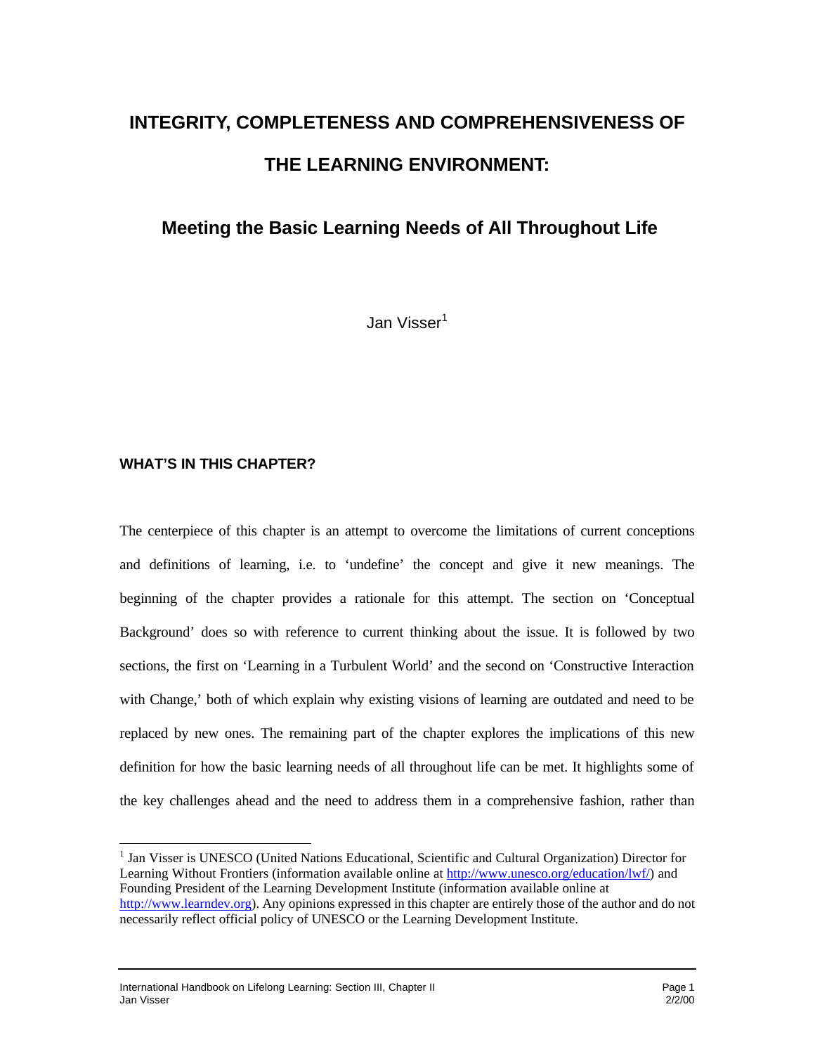# INTEGRITY, COMPLETENESS AND COMPREHENSIVENESS OF THE LEARNING ENVIRONMENT:

## Meeting the Basic Learning Needs of All Throughout Life

Jan Visser[1]

### WHAT'S IN THIS CHAPTER?

The centerpiece of this chapter is an attempt to overcome the limitations of current conceptions and definitions of learning, i.e. to 'undefine' the concept and give it new meanings. The beginning of the chapter provides a rationale for this attempt. The section on 'Conceptual Background' does so with reference to current thinking about the issue. It is followed by two sections, the first on 'Learning in a Turbulent World' and the second on 'Constructive Interaction with Change,' both of which explain why existing visions of learning are outdated and need to be replaced by new ones. The remaining part of the chapter explores the implications of this new definition for how the basic learning needs of all throughout life can be met. It highlights some of the key challenges ahead and the need to address them in a comprehensive fashion, rather than

---

[1] Jan Visser is UNESCO (United Nations Educational, Scientific and Cultural Organization) Director for Learning Without Frontiers (information available online at http://www.unesco.org/education/lwf/) and Founding President of the Learning Development Institute (information available online at http://www.learndev.org). Any opinions expressed in this chapter are entirely those of the author and do not necessarily reflect official policy of UNESCO or the Learning Development Institute.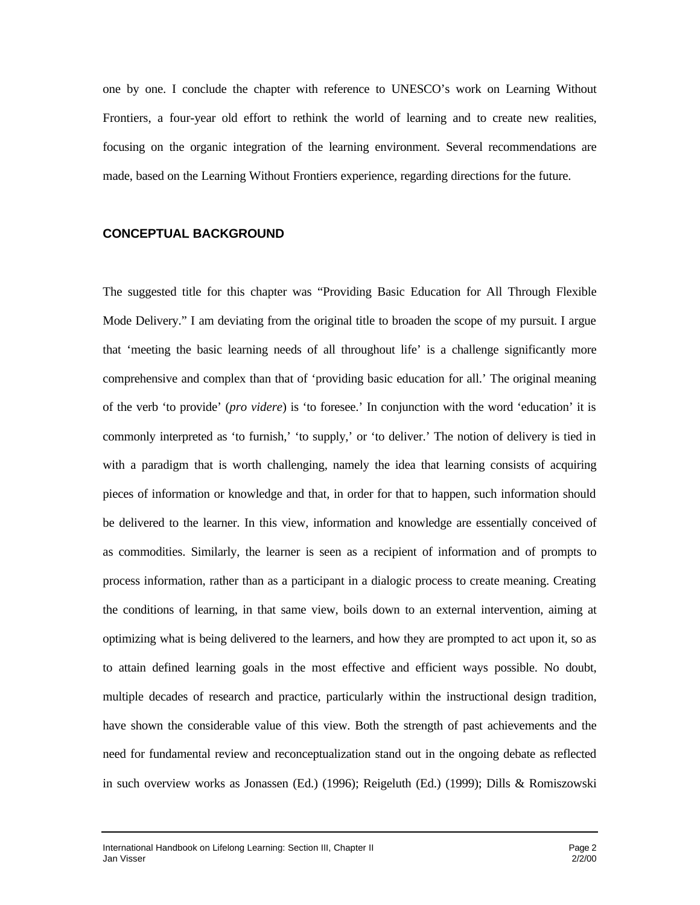one by one. I conclude the chapter with reference to UNESCO's work on Learning Without Frontiers, a four-year old effort to rethink the world of learning and to create new realities, focusing on the organic integration of the learning environment. Several recommendations are made, based on the Learning Without Frontiers experience, regarding directions for the future.

## CONCEPTUAL BACKGROUND

The suggested title for this chapter was "Providing Basic Education for All Through Flexible Mode Delivery." I am deviating from the original title to broaden the scope of my pursuit. I argue that 'meeting the basic learning needs of all throughout life' is a challenge significantly more comprehensive and complex than that of 'providing basic education for all.' The original meaning of the verb 'to provide' (*pro videre*) is 'to foresee.' In conjunction with the word 'education' it is commonly interpreted as 'to furnish,' 'to supply,' or 'to deliver.' The notion of delivery is tied in with a paradigm that is worth challenging, namely the idea that learning consists of acquiring pieces of information or knowledge and that, in order for that to happen, such information should be delivered to the learner. In this view, information and knowledge are essentially conceived of as commodities. Similarly, the learner is seen as a recipient of information and of prompts to process information, rather than as a participant in a dialogic process to create meaning. Creating the conditions of learning, in that same view, boils down to an external intervention, aiming at optimizing what is being delivered to the learners, and how they are prompted to act upon it, so as to attain defined learning goals in the most effective and efficient ways possible. No doubt, multiple decades of research and practice, particularly within the instructional design tradition, have shown the considerable value of this view. Both the strength of past achievements and the need for fundamental review and reconceptualization stand out in the ongoing debate as reflected in such overview works as Jonassen (Ed.) (1996); Reigeluth (Ed.) (1999); Dills & Romiszowski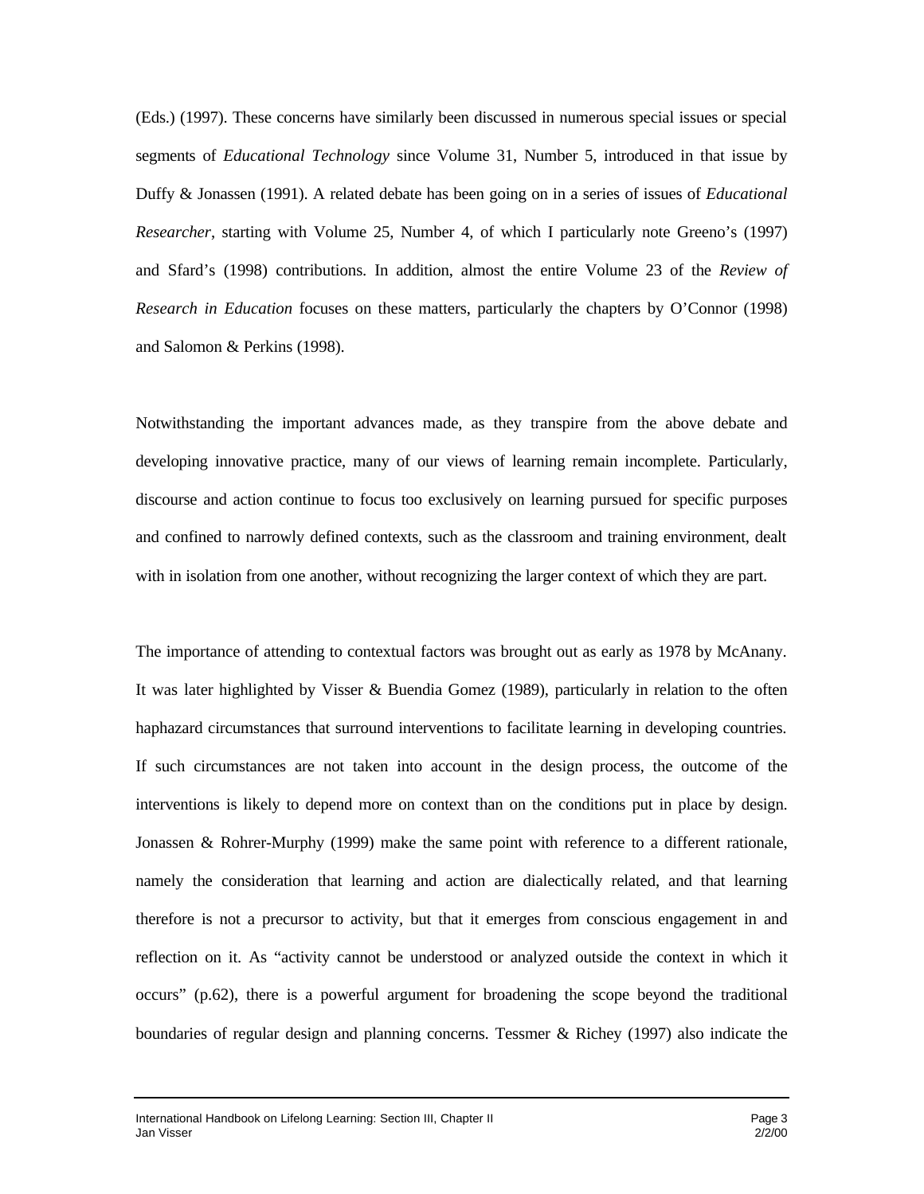(Eds.) (1997). These concerns have similarly been discussed in numerous special issues or special segments of *Educational Technology* since Volume 31, Number 5, introduced in that issue by Duffy & Jonassen (1991). A related debate has been going on in a series of issues of *Educational Researcher*, starting with Volume 25, Number 4, of which I particularly note Greeno's (1997) and Sfard's (1998) contributions. In addition, almost the entire Volume 23 of the *Review of Research in Education* focuses on these matters, particularly the chapters by O'Connor (1998) and Salomon & Perkins (1998).

Notwithstanding the important advances made, as they transpire from the above debate and developing innovative practice, many of our views of learning remain incomplete. Particularly, discourse and action continue to focus too exclusively on learning pursued for specific purposes and confined to narrowly defined contexts, such as the classroom and training environment, dealt with in isolation from one another, without recognizing the larger context of which they are part.

The importance of attending to contextual factors was brought out as early as 1978 by McAnany. It was later highlighted by Visser & Buendia Gomez (1989), particularly in relation to the often haphazard circumstances that surround interventions to facilitate learning in developing countries. If such circumstances are not taken into account in the design process, the outcome of the interventions is likely to depend more on context than on the conditions put in place by design. Jonassen & Rohrer-Murphy (1999) make the same point with reference to a different rationale, namely the consideration that learning and action are dialectically related, and that learning therefore is not a precursor to activity, but that it emerges from conscious engagement in and reflection on it. As "activity cannot be understood or analyzed outside the context in which it occurs" (p.62), there is a powerful argument for broadening the scope beyond the traditional boundaries of regular design and planning concerns. Tessmer & Richey (1997) also indicate the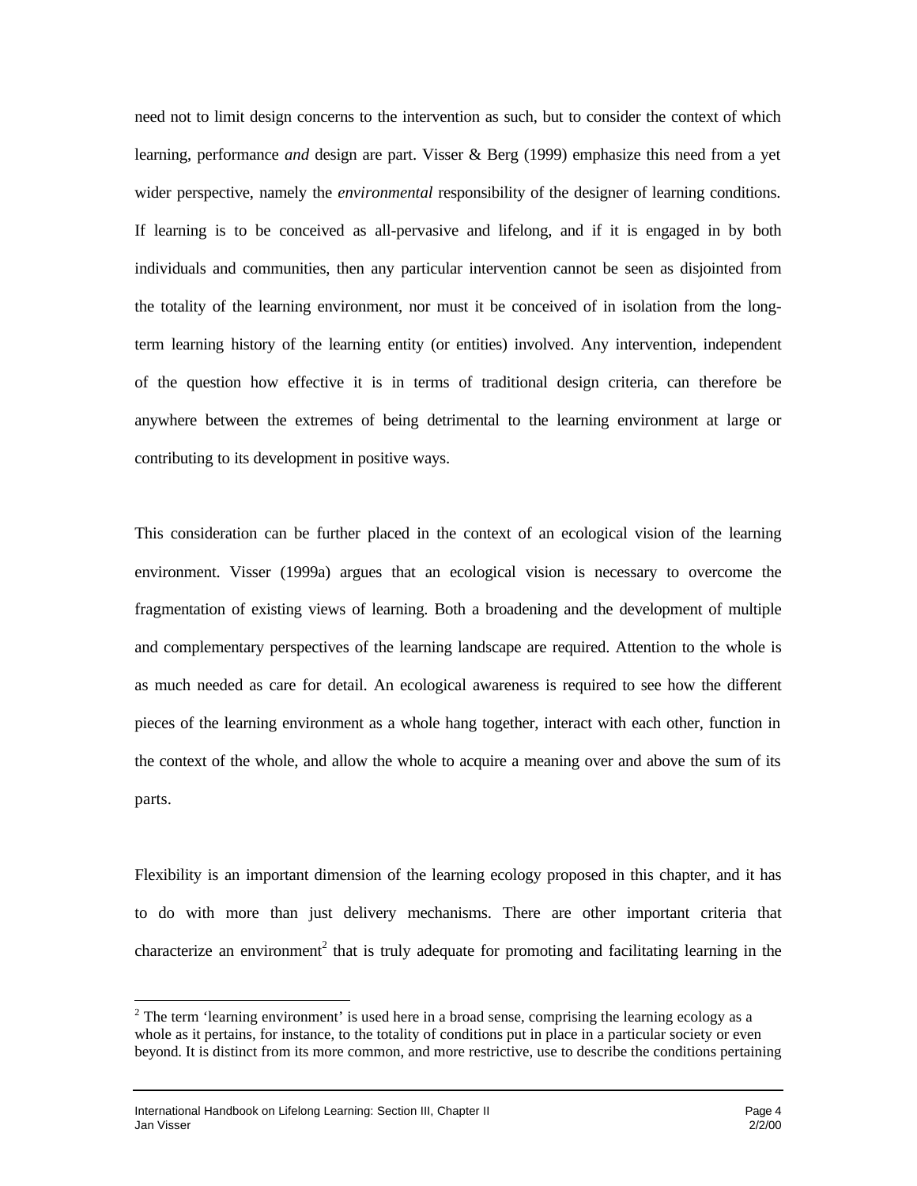need not to limit design concerns to the intervention as such, but to consider the context of which learning, performance *and* design are part. Visser & Berg (1999) emphasize this need from a yet wider perspective, namely the *environmental* responsibility of the designer of learning conditions. If learning is to be conceived as all-pervasive and lifelong, and if it is engaged in by both individuals and communities, then any particular intervention cannot be seen as disjointed from the totality of the learning environment, nor must it be conceived of in isolation from the long-term learning history of the learning entity (or entities) involved. Any intervention, independent of the question how effective it is in terms of traditional design criteria, can therefore be anywhere between the extremes of being detrimental to the learning environment at large or contributing to its development in positive ways.

This consideration can be further placed in the context of an ecological vision of the learning environment. Visser (1999a) argues that an ecological vision is necessary to overcome the fragmentation of existing views of learning. Both a broadening and the development of multiple and complementary perspectives of the learning landscape are required. Attention to the whole is as much needed as care for detail. An ecological awareness is required to see how the different pieces of the learning environment as a whole hang together, interact with each other, function in the context of the whole, and allow the whole to acquire a meaning over and above the sum of its parts.

Flexibility is an important dimension of the learning ecology proposed in this chapter, and it has to do with more than just delivery mechanisms. There are other important criteria that characterize an environment[2] that is truly adequate for promoting and facilitating learning in the

[2] The term 'learning environment' is used here in a broad sense, comprising the learning ecology as a whole as it pertains, for instance, to the totality of conditions put in place in a particular society or even beyond. It is distinct from its more common, and more restrictive, use to describe the conditions pertaining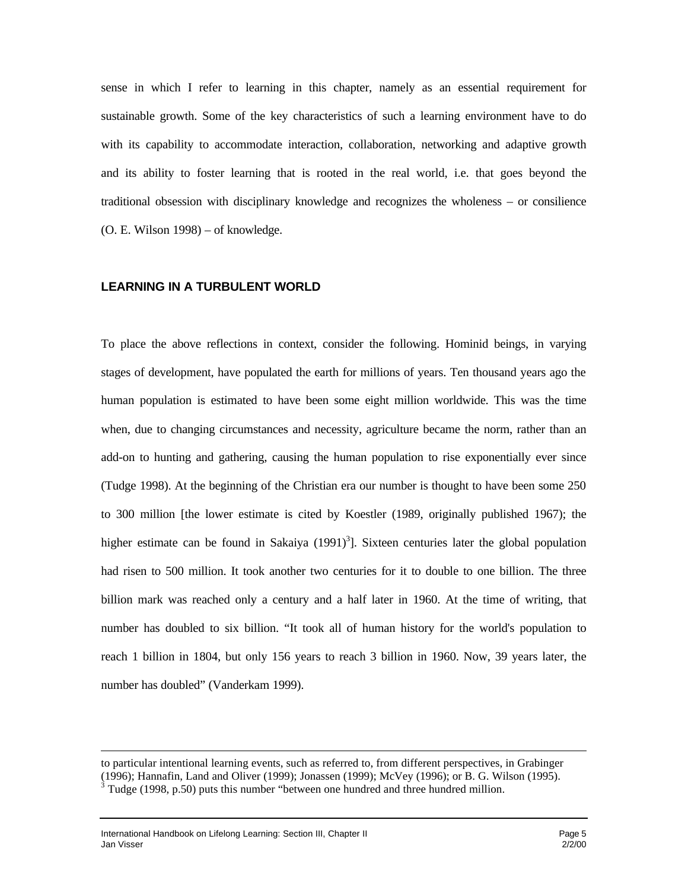sense in which I refer to learning in this chapter, namely as an essential requirement for sustainable growth. Some of the key characteristics of such a learning environment have to do with its capability to accommodate interaction, collaboration, networking and adaptive growth and its ability to foster learning that is rooted in the real world, i.e. that goes beyond the traditional obsession with disciplinary knowledge and recognizes the wholeness – or consilience (O. E. Wilson 1998) – of knowledge.

## LEARNING IN A TURBULENT WORLD

To place the above reflections in context, consider the following. Hominid beings, in varying stages of development, have populated the earth for millions of years. Ten thousand years ago the human population is estimated to have been some eight million worldwide. This was the time when, due to changing circumstances and necessity, agriculture became the norm, rather than an add-on to hunting and gathering, causing the human population to rise exponentially ever since (Tudge 1998). At the beginning of the Christian era our number is thought to have been some 250 to 300 million [the lower estimate is cited by Koestler (1989, originally published 1967); the higher estimate can be found in Sakaiya (1991)[3]]. Sixteen centuries later the global population had risen to 500 million. It took another two centuries for it to double to one billion. The three billion mark was reached only a century and a half later in 1960. At the time of writing, that number has doubled to six billion. "It took all of human history for the world's population to reach 1 billion in 1804, but only 156 years to reach 3 billion in 1960. Now, 39 years later, the number has doubled" (Vanderkam 1999).

---

to particular intentional learning events, such as referred to, from different perspectives, in Grabinger (1996); Hannafin, Land and Oliver (1999); Jonassen (1999); McVey (1996); or B. G. Wilson (1995).

[3] Tudge (1998, p.50) puts this number "between one hundred and three hundred million.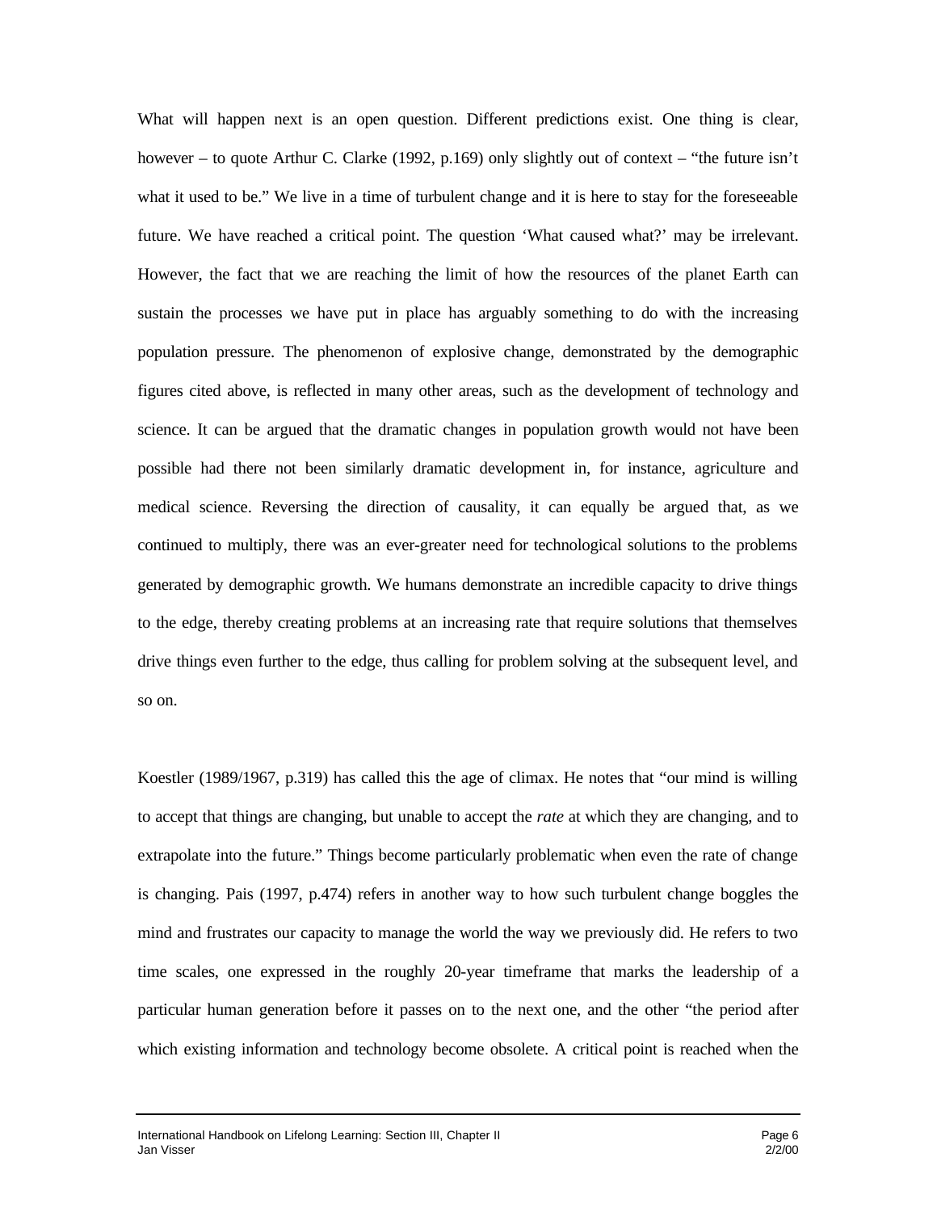What will happen next is an open question. Different predictions exist. One thing is clear, however – to quote Arthur C. Clarke (1992, p.169) only slightly out of context – "the future isn't what it used to be." We live in a time of turbulent change and it is here to stay for the foreseeable future. We have reached a critical point. The question 'What caused what?' may be irrelevant. However, the fact that we are reaching the limit of how the resources of the planet Earth can sustain the processes we have put in place has arguably something to do with the increasing population pressure. The phenomenon of explosive change, demonstrated by the demographic figures cited above, is reflected in many other areas, such as the development of technology and science. It can be argued that the dramatic changes in population growth would not have been possible had there not been similarly dramatic development in, for instance, agriculture and medical science. Reversing the direction of causality, it can equally be argued that, as we continued to multiply, there was an ever-greater need for technological solutions to the problems generated by demographic growth. We humans demonstrate an incredible capacity to drive things to the edge, thereby creating problems at an increasing rate that require solutions that themselves drive things even further to the edge, thus calling for problem solving at the subsequent level, and so on.

Koestler (1989/1967, p.319) has called this the age of climax. He notes that "our mind is willing to accept that things are changing, but unable to accept the *rate* at which they are changing, and to extrapolate into the future." Things become particularly problematic when even the rate of change is changing. Pais (1997, p.474) refers in another way to how such turbulent change boggles the mind and frustrates our capacity to manage the world the way we previously did. He refers to two time scales, one expressed in the roughly 20-year timeframe that marks the leadership of a particular human generation before it passes on to the next one, and the other "the period after which existing information and technology become obsolete. A critical point is reached when the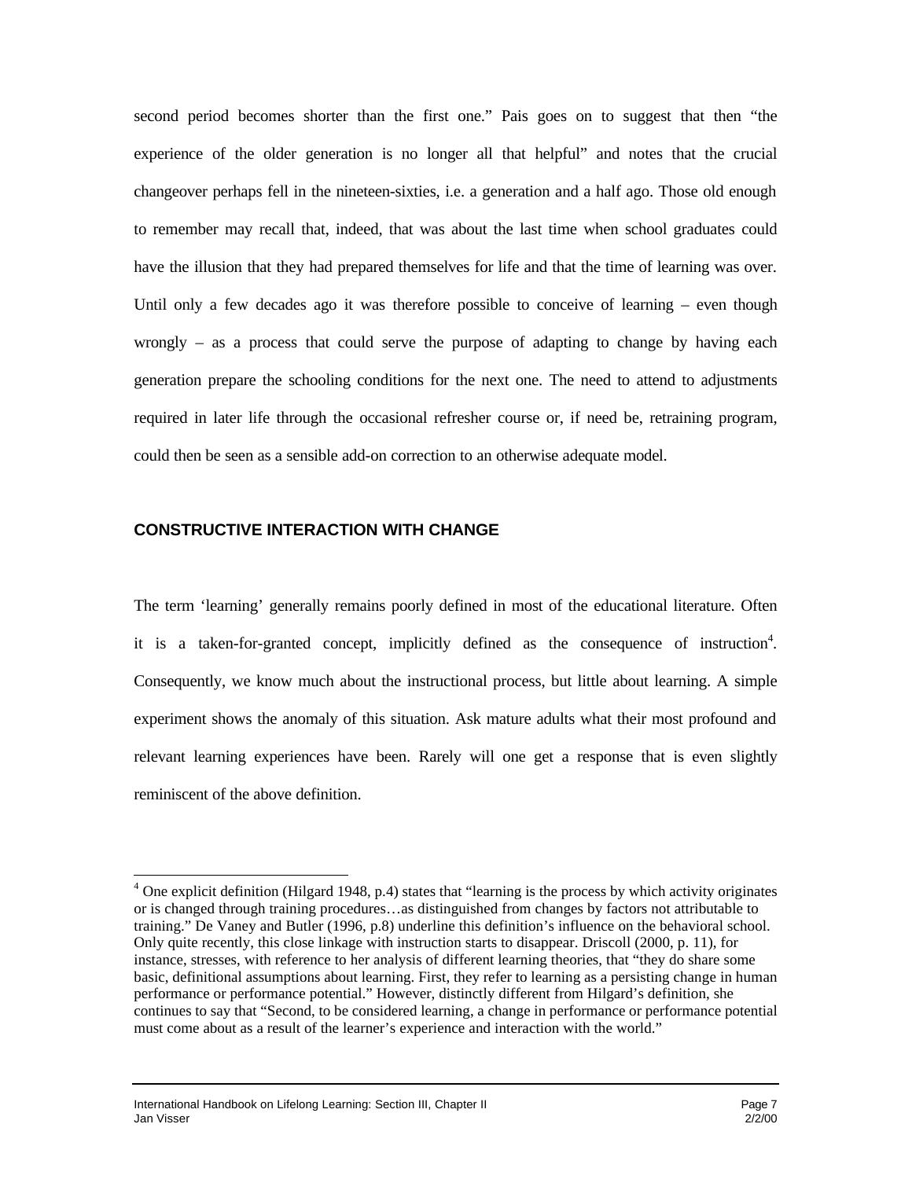second period becomes shorter than the first one." Pais goes on to suggest that then "the experience of the older generation is no longer all that helpful" and notes that the crucial changeover perhaps fell in the nineteen-sixties, i.e. a generation and a half ago. Those old enough to remember may recall that, indeed, that was about the last time when school graduates could have the illusion that they had prepared themselves for life and that the time of learning was over. Until only a few decades ago it was therefore possible to conceive of learning – even though wrongly – as a process that could serve the purpose of adapting to change by having each generation prepare the schooling conditions for the next one. The need to attend to adjustments required in later life through the occasional refresher course or, if need be, retraining program, could then be seen as a sensible add-on correction to an otherwise adequate model.

## CONSTRUCTIVE INTERACTION WITH CHANGE

The term 'learning' generally remains poorly defined in most of the educational literature. Often it is a taken-for-granted concept, implicitly defined as the consequence of instruction[4]. Consequently, we know much about the instructional process, but little about learning. A simple experiment shows the anomaly of this situation. Ask mature adults what their most profound and relevant learning experiences have been. Rarely will one get a response that is even slightly reminiscent of the above definition.

---

[4] One explicit definition (Hilgard 1948, p.4) states that "learning is the process by which activity originates or is changed through training procedures…as distinguished from changes by factors not attributable to training." De Vaney and Butler (1996, p.8) underline this definition's influence on the behavioral school. Only quite recently, this close linkage with instruction starts to disappear. Driscoll (2000, p. 11), for instance, stresses, with reference to her analysis of different learning theories, that "they do share some basic, definitional assumptions about learning. First, they refer to learning as a persisting change in human performance or performance potential." However, distinctly different from Hilgard's definition, she continues to say that "Second, to be considered learning, a change in performance or performance potential must come about as a result of the learner's experience and interaction with the world."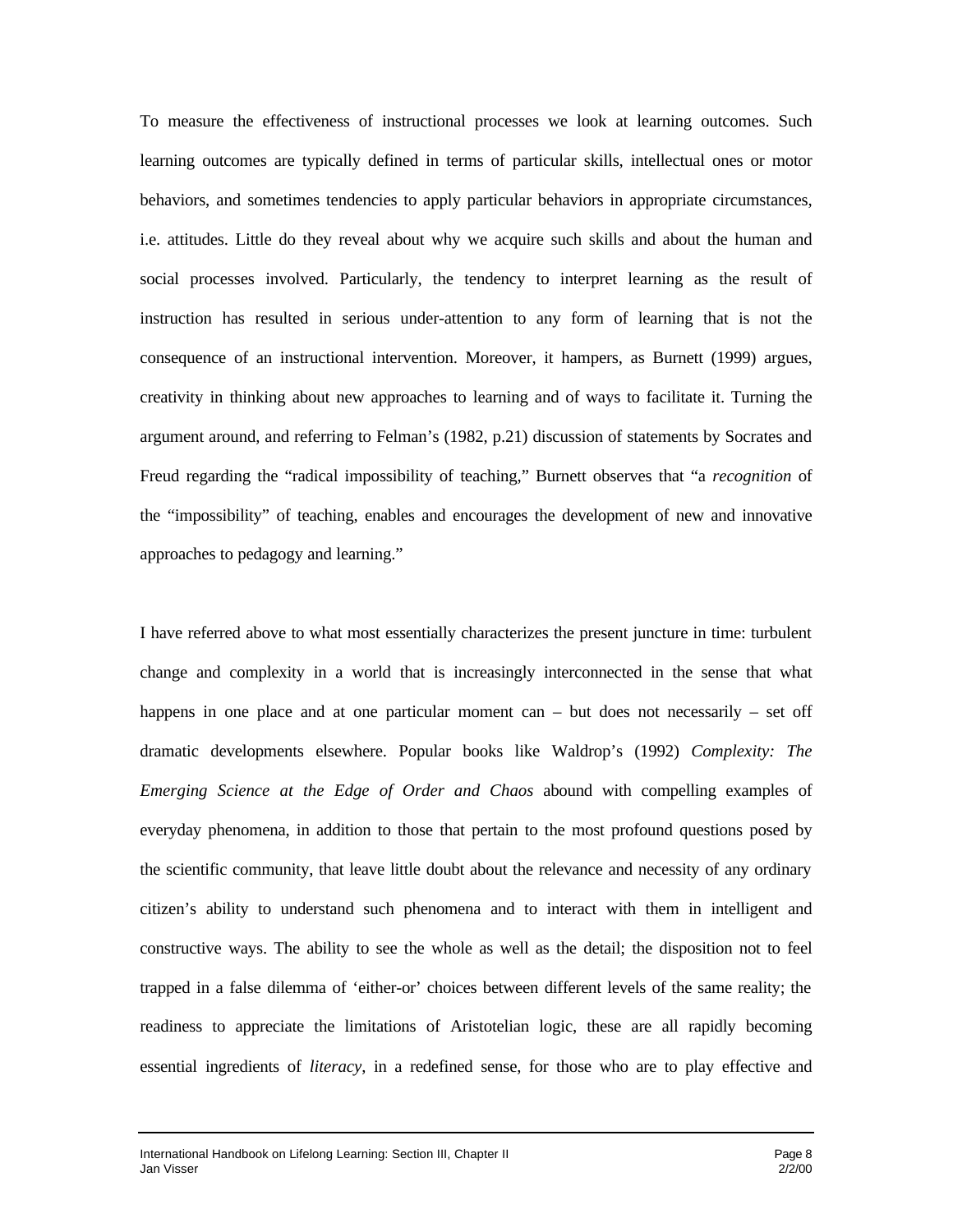To measure the effectiveness of instructional processes we look at learning outcomes. Such learning outcomes are typically defined in terms of particular skills, intellectual ones or motor behaviors, and sometimes tendencies to apply particular behaviors in appropriate circumstances, i.e. attitudes. Little do they reveal about why we acquire such skills and about the human and social processes involved. Particularly, the tendency to interpret learning as the result of instruction has resulted in serious under-attention to any form of learning that is not the consequence of an instructional intervention. Moreover, it hampers, as Burnett (1999) argues, creativity in thinking about new approaches to learning and of ways to facilitate it. Turning the argument around, and referring to Felman's (1982, p.21) discussion of statements by Socrates and Freud regarding the "radical impossibility of teaching," Burnett observes that "a *recognition* of the "impossibility" of teaching, enables and encourages the development of new and innovative approaches to pedagogy and learning."

I have referred above to what most essentially characterizes the present juncture in time: turbulent change and complexity in a world that is increasingly interconnected in the sense that what happens in one place and at one particular moment can – but does not necessarily – set off dramatic developments elsewhere. Popular books like Waldrop's (1992) *Complexity: The Emerging Science at the Edge of Order and Chaos* abound with compelling examples of everyday phenomena, in addition to those that pertain to the most profound questions posed by the scientific community, that leave little doubt about the relevance and necessity of any ordinary citizen's ability to understand such phenomena and to interact with them in intelligent and constructive ways. The ability to see the whole as well as the detail; the disposition not to feel trapped in a false dilemma of 'either-or' choices between different levels of the same reality; the readiness to appreciate the limitations of Aristotelian logic, these are all rapidly becoming essential ingredients of *literacy*, in a redefined sense, for those who are to play effective and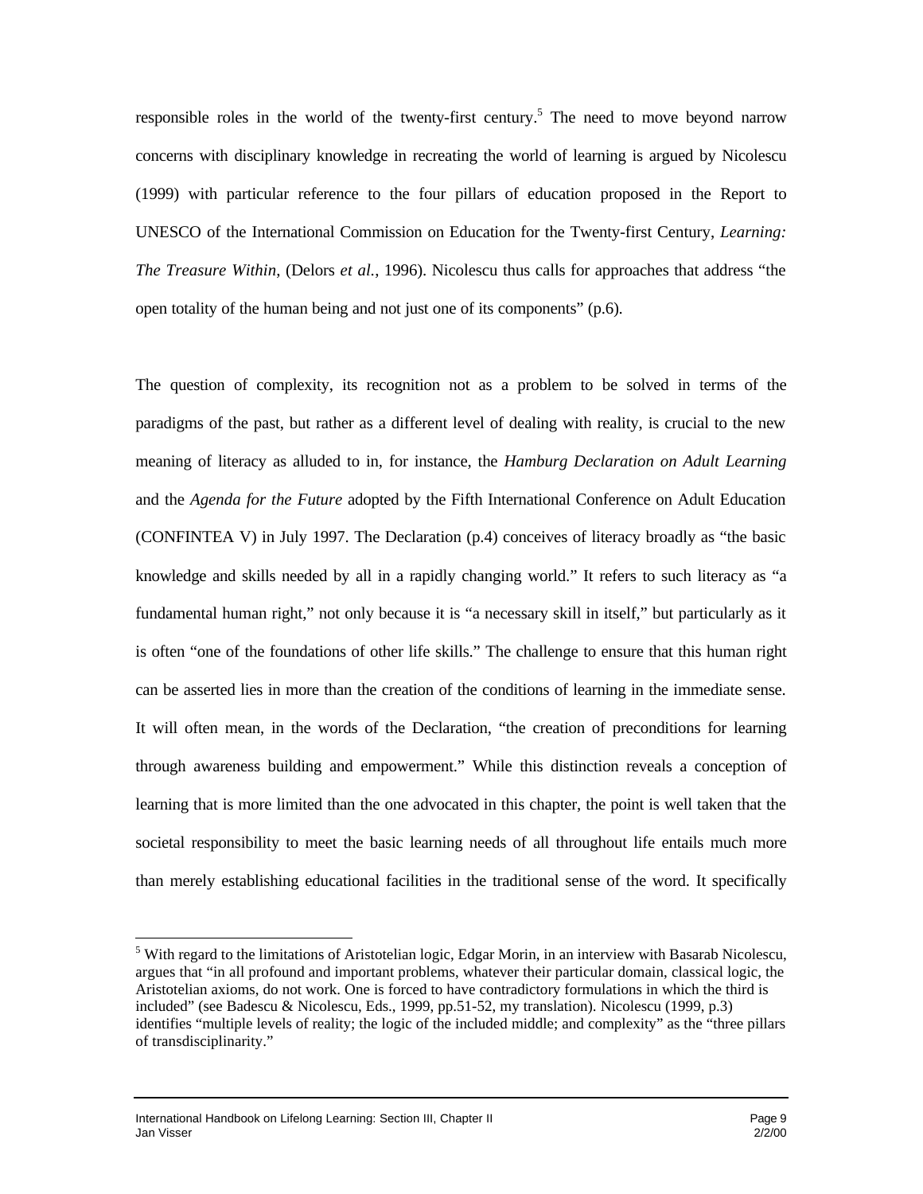responsible roles in the world of the twenty-first century.[5] The need to move beyond narrow concerns with disciplinary knowledge in recreating the world of learning is argued by Nicolescu (1999) with particular reference to the four pillars of education proposed in the Report to UNESCO of the International Commission on Education for the Twenty-first Century, *Learning: The Treasure Within*, (Delors *et al.*, 1996). Nicolescu thus calls for approaches that address "the open totality of the human being and not just one of its components" (p.6).

The question of complexity, its recognition not as a problem to be solved in terms of the paradigms of the past, but rather as a different level of dealing with reality, is crucial to the new meaning of literacy as alluded to in, for instance, the *Hamburg Declaration on Adult Learning* and the *Agenda for the Future* adopted by the Fifth International Conference on Adult Education (CONFINTEA V) in July 1997. The Declaration (p.4) conceives of literacy broadly as "the basic knowledge and skills needed by all in a rapidly changing world." It refers to such literacy as "a fundamental human right," not only because it is "a necessary skill in itself," but particularly as it is often "one of the foundations of other life skills." The challenge to ensure that this human right can be asserted lies in more than the creation of the conditions of learning in the immediate sense. It will often mean, in the words of the Declaration, "the creation of preconditions for learning through awareness building and empowerment." While this distinction reveals a conception of learning that is more limited than the one advocated in this chapter, the point is well taken that the societal responsibility to meet the basic learning needs of all throughout life entails much more than merely establishing educational facilities in the traditional sense of the word. It specifically

[5] With regard to the limitations of Aristotelian logic, Edgar Morin, in an interview with Basarab Nicolescu, argues that "in all profound and important problems, whatever their particular domain, classical logic, the Aristotelian axioms, do not work. One is forced to have contradictory formulations in which the third is included" (see Badescu & Nicolescu, Eds., 1999, pp.51-52, my translation). Nicolescu (1999, p.3) identifies "multiple levels of reality; the logic of the included middle; and complexity" as the "three pillars of transdisciplinarity."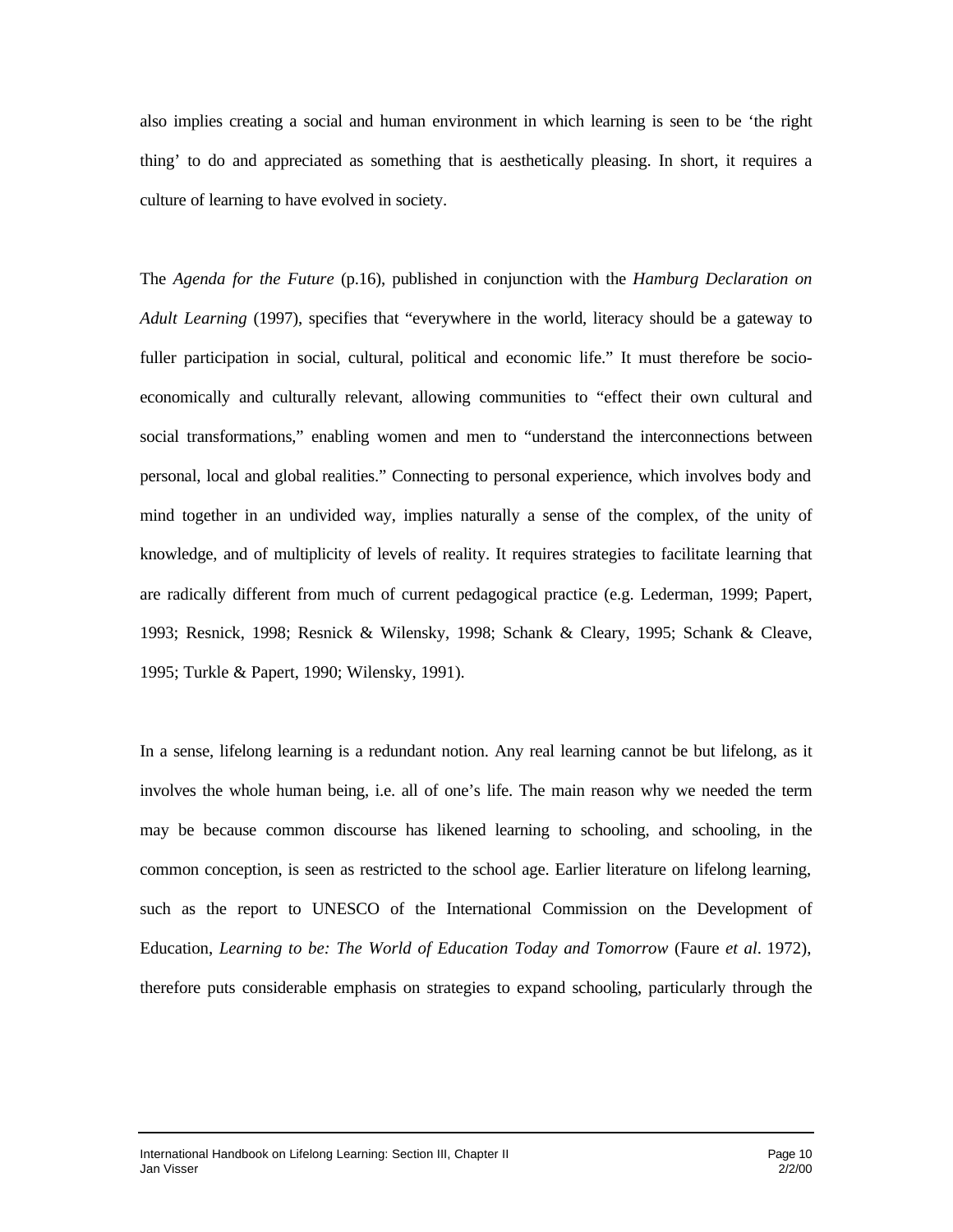also implies creating a social and human environment in which learning is seen to be 'the right thing' to do and appreciated as something that is aesthetically pleasing. In short, it requires a culture of learning to have evolved in society.

The *Agenda for the Future* (p.16), published in conjunction with the *Hamburg Declaration on Adult Learning* (1997), specifies that "everywhere in the world, literacy should be a gateway to fuller participation in social, cultural, political and economic life." It must therefore be socio-economically and culturally relevant, allowing communities to "effect their own cultural and social transformations," enabling women and men to "understand the interconnections between personal, local and global realities." Connecting to personal experience, which involves body and mind together in an undivided way, implies naturally a sense of the complex, of the unity of knowledge, and of multiplicity of levels of reality. It requires strategies to facilitate learning that are radically different from much of current pedagogical practice (e.g. Lederman, 1999; Papert, 1993; Resnick, 1998; Resnick & Wilensky, 1998; Schank & Cleary, 1995; Schank & Cleave, 1995; Turkle & Papert, 1990; Wilensky, 1991).

In a sense, lifelong learning is a redundant notion. Any real learning cannot be but lifelong, as it involves the whole human being, i.e. all of one's life. The main reason why we needed the term may be because common discourse has likened learning to schooling, and schooling, in the common conception, is seen as restricted to the school age. Earlier literature on lifelong learning, such as the report to UNESCO of the International Commission on the Development of Education, *Learning to be: The World of Education Today and Tomorrow* (Faure *et al*. 1972), therefore puts considerable emphasis on strategies to expand schooling, particularly through the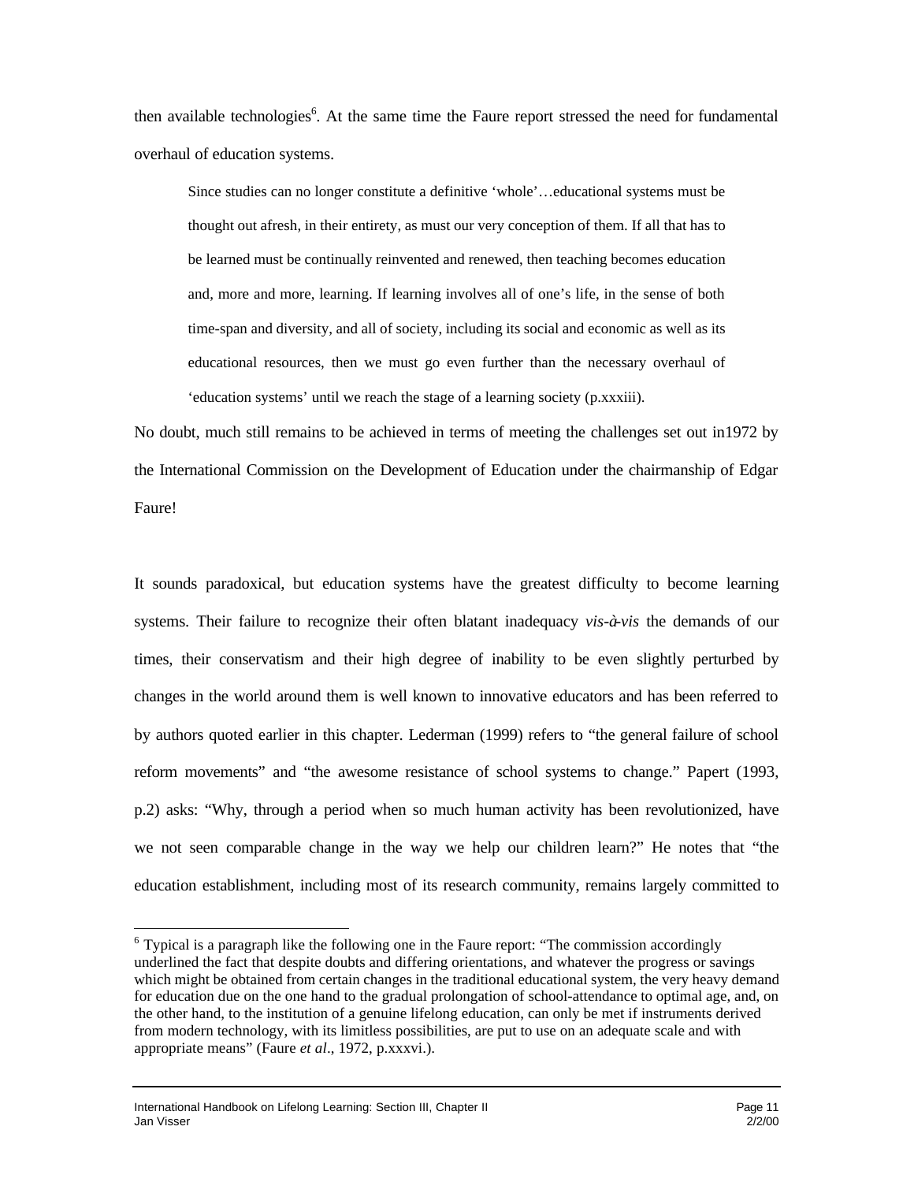then available technologies[6]. At the same time the Faure report stressed the need for fundamental overhaul of education systems.

> Since studies can no longer constitute a definitive 'whole'…educational systems must be thought out afresh, in their entirety, as must our very conception of them. If all that has to be learned must be continually reinvented and renewed, then teaching becomes education and, more and more, learning. If learning involves all of one's life, in the sense of both time-span and diversity, and all of society, including its social and economic as well as its educational resources, then we must go even further than the necessary overhaul of 'education systems' until we reach the stage of a learning society (p.xxxiii).

No doubt, much still remains to be achieved in terms of meeting the challenges set out in1972 by the International Commission on the Development of Education under the chairmanship of Edgar Faure!

It sounds paradoxical, but education systems have the greatest difficulty to become learning systems. Their failure to recognize their often blatant inadequacy *vis-à-vis* the demands of our times, their conservatism and their high degree of inability to be even slightly perturbed by changes in the world around them is well known to innovative educators and has been referred to by authors quoted earlier in this chapter. Lederman (1999) refers to "the general failure of school reform movements" and "the awesome resistance of school systems to change." Papert (1993, p.2) asks: "Why, through a period when so much human activity has been revolutionized, have we not seen comparable change in the way we help our children learn?" He notes that "the education establishment, including most of its research community, remains largely committed to

---

[6] Typical is a paragraph like the following one in the Faure report: "The commission accordingly underlined the fact that despite doubts and differing orientations, and whatever the progress or savings which might be obtained from certain changes in the traditional educational system, the very heavy demand for education due on the one hand to the gradual prolongation of school-attendance to optimal age, and, on the other hand, to the institution of a genuine lifelong education, can only be met if instruments derived from modern technology, with its limitless possibilities, are put to use on an adequate scale and with appropriate means" (Faure *et al*., 1972, p.xxxvi.).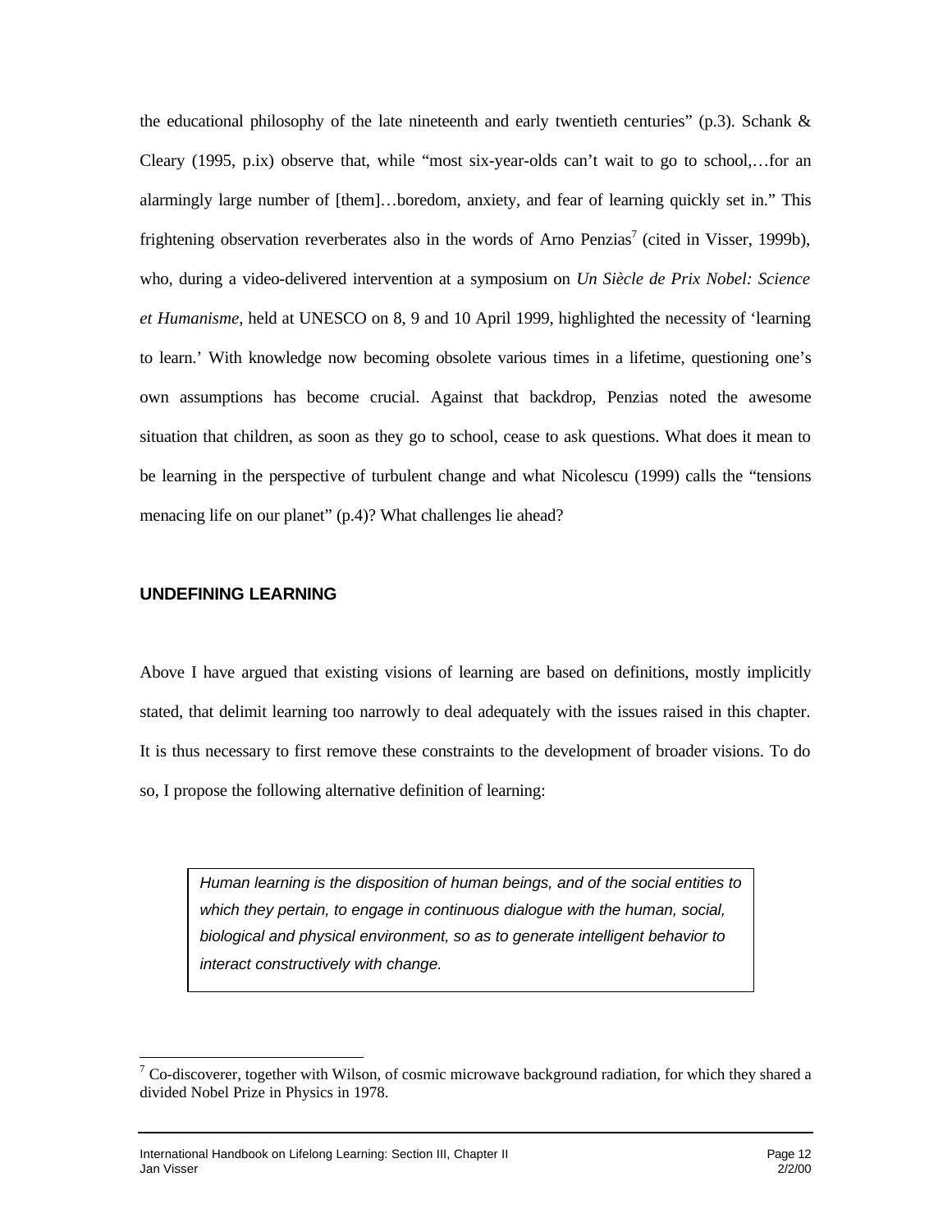the educational philosophy of the late nineteenth and early twentieth centuries" (p.3). Schank & Cleary (1995, p.ix) observe that, while "most six-year-olds can't wait to go to school,…for an alarmingly large number of [them]…boredom, anxiety, and fear of learning quickly set in." This frightening observation reverberates also in the words of Arno Penzias[7] (cited in Visser, 1999b), who, during a video-delivered intervention at a symposium on *Un Siècle de Prix Nobel: Science et Humanisme*, held at UNESCO on 8, 9 and 10 April 1999, highlighted the necessity of 'learning to learn.' With knowledge now becoming obsolete various times in a lifetime, questioning one's own assumptions has become crucial. Against that backdrop, Penzias noted the awesome situation that children, as soon as they go to school, cease to ask questions. What does it mean to be learning in the perspective of turbulent change and what Nicolescu (1999) calls the "tensions menacing life on our planet" (p.4)? What challenges lie ahead?

## UNDEFINING LEARNING

Above I have argued that existing visions of learning are based on definitions, mostly implicitly stated, that delimit learning too narrowly to deal adequately with the issues raised in this chapter. It is thus necessary to first remove these constraints to the development of broader visions. To do so, I propose the following alternative definition of learning:

> *Human learning is the disposition of human beings, and of the social entities to which they pertain, to engage in continuous dialogue with the human, social, biological and physical environment, so as to generate intelligent behavior to interact constructively with change.*

---

[7] Co-discoverer, together with Wilson, of cosmic microwave background radiation, for which they shared a divided Nobel Prize in Physics in 1978.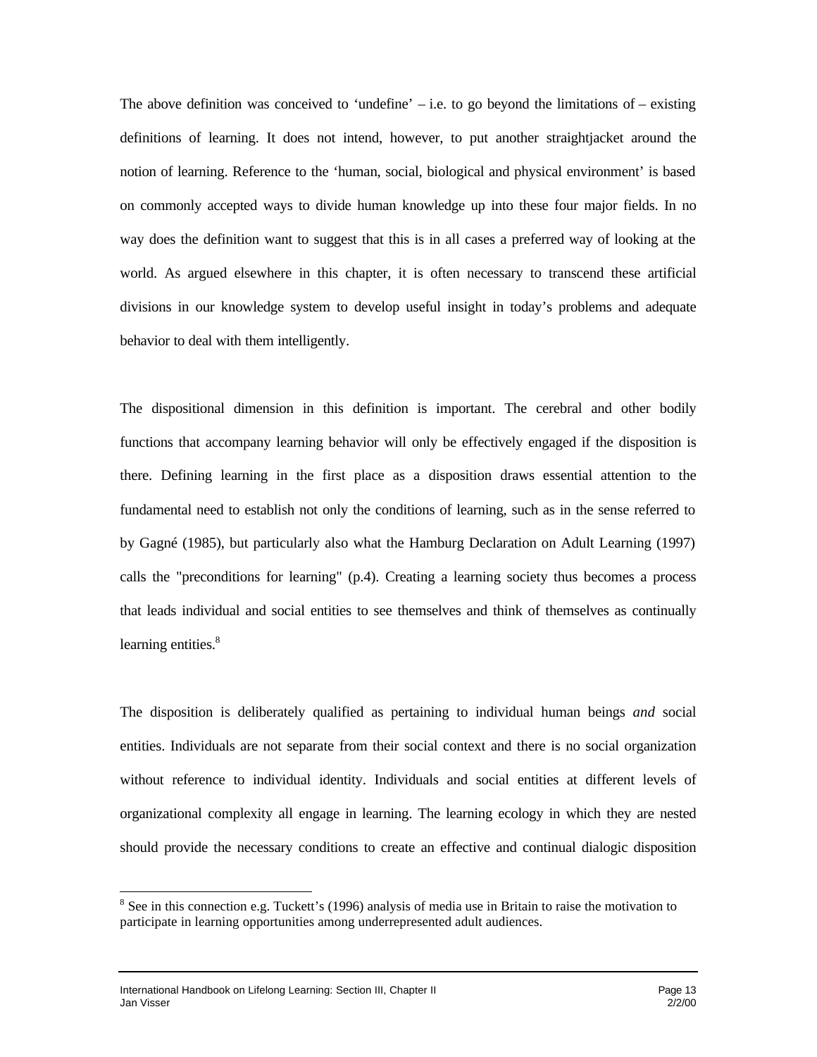The above definition was conceived to 'undefine' – i.e. to go beyond the limitations of – existing definitions of learning. It does not intend, however, to put another straightjacket around the notion of learning. Reference to the 'human, social, biological and physical environment' is based on commonly accepted ways to divide human knowledge up into these four major fields. In no way does the definition want to suggest that this is in all cases a preferred way of looking at the world. As argued elsewhere in this chapter, it is often necessary to transcend these artificial divisions in our knowledge system to develop useful insight in today's problems and adequate behavior to deal with them intelligently.

The dispositional dimension in this definition is important. The cerebral and other bodily functions that accompany learning behavior will only be effectively engaged if the disposition is there. Defining learning in the first place as a disposition draws essential attention to the fundamental need to establish not only the conditions of learning, such as in the sense referred to by Gagné (1985), but particularly also what the Hamburg Declaration on Adult Learning (1997) calls the "preconditions for learning" (p.4). Creating a learning society thus becomes a process that leads individual and social entities to see themselves and think of themselves as continually learning entities.[8]

The disposition is deliberately qualified as pertaining to individual human beings *and* social entities. Individuals are not separate from their social context and there is no social organization without reference to individual identity. Individuals and social entities at different levels of organizational complexity all engage in learning. The learning ecology in which they are nested should provide the necessary conditions to create an effective and continual dialogic disposition

[8] See in this connection e.g. Tuckett's (1996) analysis of media use in Britain to raise the motivation to participate in learning opportunities among underrepresented adult audiences.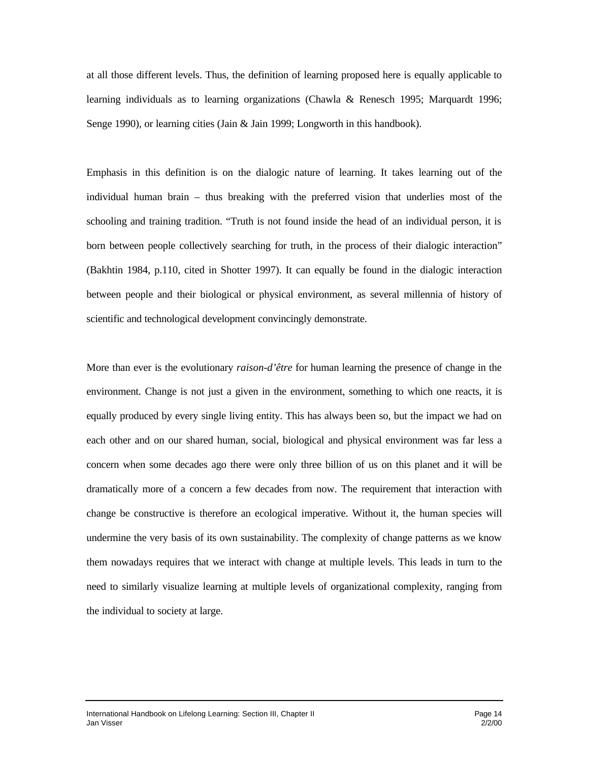at all those different levels. Thus, the definition of learning proposed here is equally applicable to learning individuals as to learning organizations (Chawla & Renesch 1995; Marquardt 1996; Senge 1990), or learning cities (Jain & Jain 1999; Longworth in this handbook).

Emphasis in this definition is on the dialogic nature of learning. It takes learning out of the individual human brain – thus breaking with the preferred vision that underlies most of the schooling and training tradition. "Truth is not found inside the head of an individual person, it is born between people collectively searching for truth, in the process of their dialogic interaction" (Bakhtin 1984, p.110, cited in Shotter 1997). It can equally be found in the dialogic interaction between people and their biological or physical environment, as several millennia of history of scientific and technological development convincingly demonstrate.

More than ever is the evolutionary *raison-d'être* for human learning the presence of change in the environment. Change is not just a given in the environment, something to which one reacts, it is equally produced by every single living entity. This has always been so, but the impact we had on each other and on our shared human, social, biological and physical environment was far less a concern when some decades ago there were only three billion of us on this planet and it will be dramatically more of a concern a few decades from now. The requirement that interaction with change be constructive is therefore an ecological imperative. Without it, the human species will undermine the very basis of its own sustainability. The complexity of change patterns as we know them nowadays requires that we interact with change at multiple levels. This leads in turn to the need to similarly visualize learning at multiple levels of organizational complexity, ranging from the individual to society at large.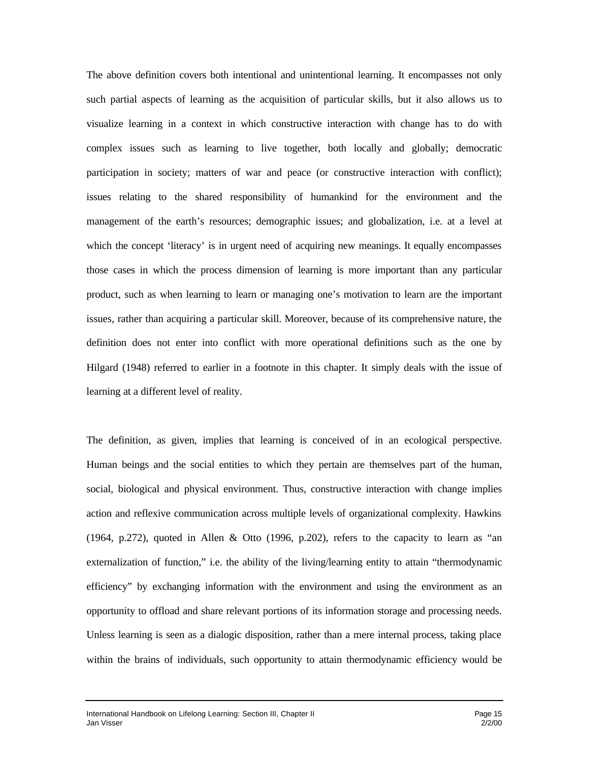The above definition covers both intentional and unintentional learning. It encompasses not only such partial aspects of learning as the acquisition of particular skills, but it also allows us to visualize learning in a context in which constructive interaction with change has to do with complex issues such as learning to live together, both locally and globally; democratic participation in society; matters of war and peace (or constructive interaction with conflict); issues relating to the shared responsibility of humankind for the environment and the management of the earth's resources; demographic issues; and globalization, i.e. at a level at which the concept 'literacy' is in urgent need of acquiring new meanings. It equally encompasses those cases in which the process dimension of learning is more important than any particular product, such as when learning to learn or managing one's motivation to learn are the important issues, rather than acquiring a particular skill. Moreover, because of its comprehensive nature, the definition does not enter into conflict with more operational definitions such as the one by Hilgard (1948) referred to earlier in a footnote in this chapter. It simply deals with the issue of learning at a different level of reality.

The definition, as given, implies that learning is conceived of in an ecological perspective. Human beings and the social entities to which they pertain are themselves part of the human, social, biological and physical environment. Thus, constructive interaction with change implies action and reflexive communication across multiple levels of organizational complexity. Hawkins (1964, p.272), quoted in Allen & Otto (1996, p.202), refers to the capacity to learn as "an externalization of function," i.e. the ability of the living/learning entity to attain "thermodynamic efficiency" by exchanging information with the environment and using the environment as an opportunity to offload and share relevant portions of its information storage and processing needs. Unless learning is seen as a dialogic disposition, rather than a mere internal process, taking place within the brains of individuals, such opportunity to attain thermodynamic efficiency would be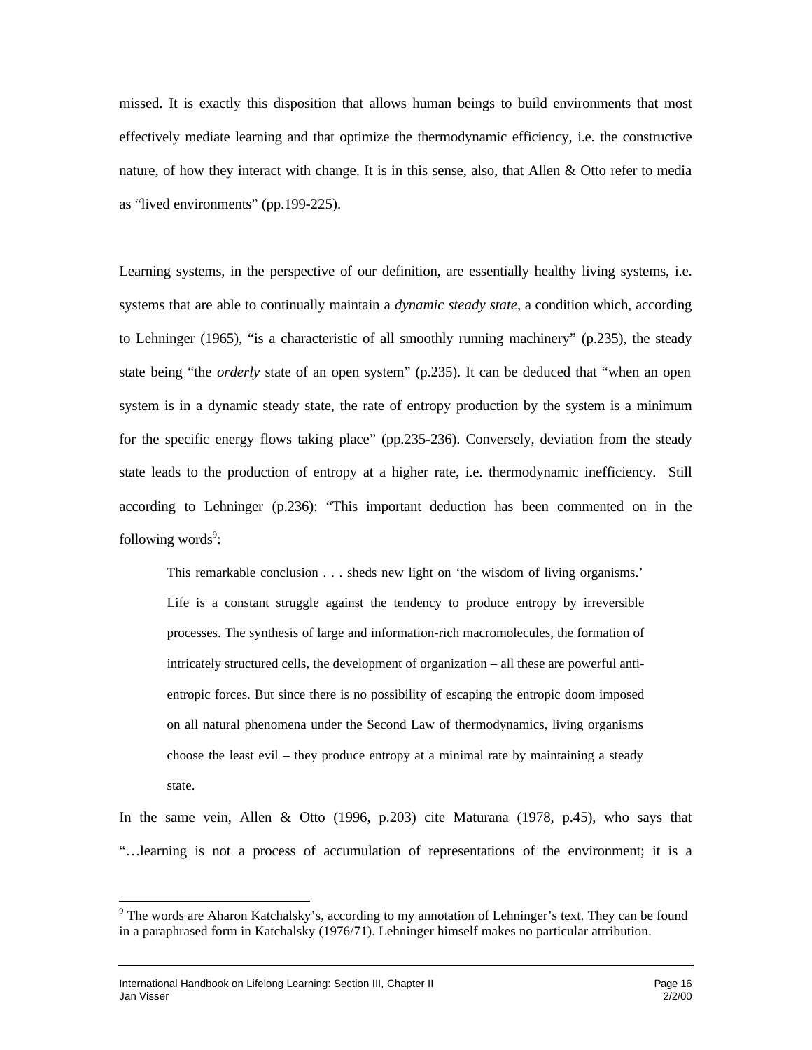missed. It is exactly this disposition that allows human beings to build environments that most effectively mediate learning and that optimize the thermodynamic efficiency, i.e. the constructive nature, of how they interact with change. It is in this sense, also, that Allen & Otto refer to media as "lived environments" (pp.199-225).

Learning systems, in the perspective of our definition, are essentially healthy living systems, i.e. systems that are able to continually maintain a *dynamic steady state*, a condition which, according to Lehninger (1965), "is a characteristic of all smoothly running machinery" (p.235), the steady state being "the *orderly* state of an open system" (p.235). It can be deduced that "when an open system is in a dynamic steady state, the rate of entropy production by the system is a minimum for the specific energy flows taking place" (pp.235-236). Conversely, deviation from the steady state leads to the production of entropy at a higher rate, i.e. thermodynamic inefficiency. Still according to Lehninger (p.236): "This important deduction has been commented on in the following words[9]:

> This remarkable conclusion . . . sheds new light on 'the wisdom of living organisms.' Life is a constant struggle against the tendency to produce entropy by irreversible processes. The synthesis of large and information-rich macromolecules, the formation of intricately structured cells, the development of organization – all these are powerful anti-entropic forces. But since there is no possibility of escaping the entropic doom imposed on all natural phenomena under the Second Law of thermodynamics, living organisms choose the least evil – they produce entropy at a minimal rate by maintaining a steady state.

In the same vein, Allen & Otto (1996, p.203) cite Maturana (1978, p.45), who says that "…learning is not a process of accumulation of representations of the environment; it is a

---

[9] The words are Aharon Katchalsky's, according to my annotation of Lehninger's text. They can be found in a paraphrased form in Katchalsky (1976/71). Lehninger himself makes no particular attribution.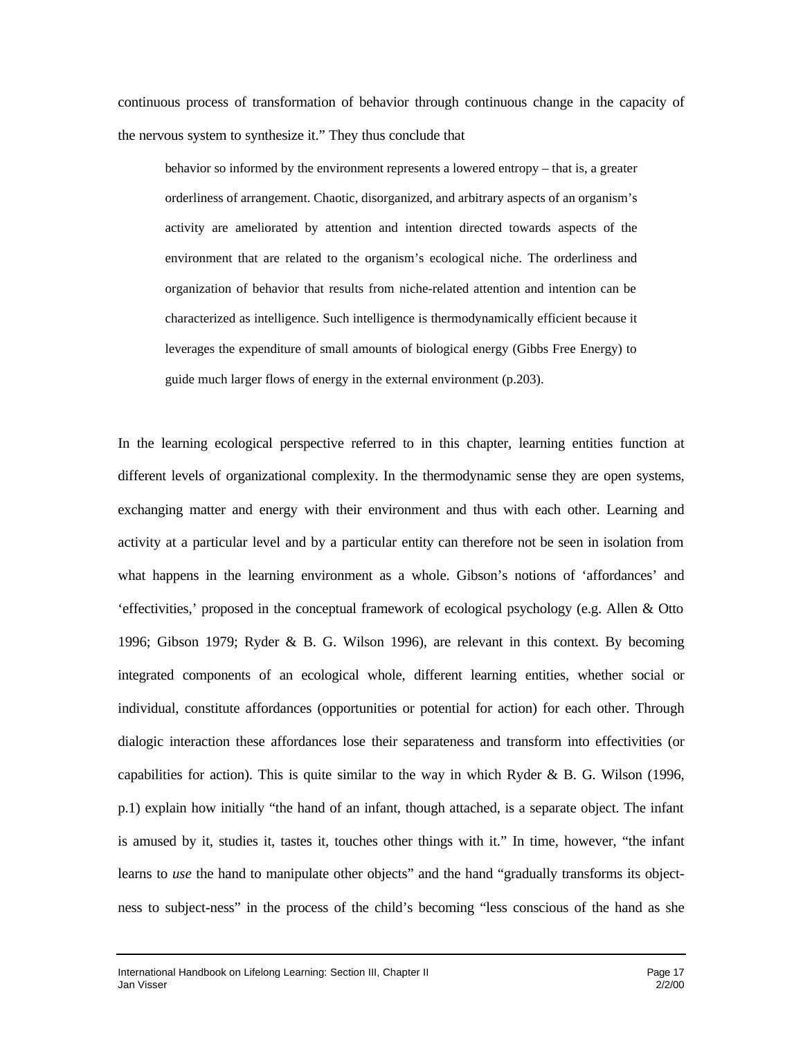continuous process of transformation of behavior through continuous change in the capacity of the nervous system to synthesize it." They thus conclude that

> behavior so informed by the environment represents a lowered entropy – that is, a greater orderliness of arrangement. Chaotic, disorganized, and arbitrary aspects of an organism's activity are ameliorated by attention and intention directed towards aspects of the environment that are related to the organism's ecological niche. The orderliness and organization of behavior that results from niche-related attention and intention can be characterized as intelligence. Such intelligence is thermodynamically efficient because it leverages the expenditure of small amounts of biological energy (Gibbs Free Energy) to guide much larger flows of energy in the external environment (p.203).

In the learning ecological perspective referred to in this chapter, learning entities function at different levels of organizational complexity. In the thermodynamic sense they are open systems, exchanging matter and energy with their environment and thus with each other. Learning and activity at a particular level and by a particular entity can therefore not be seen in isolation from what happens in the learning environment as a whole. Gibson's notions of 'affordances' and 'effectivities,' proposed in the conceptual framework of ecological psychology (e.g. Allen & Otto 1996; Gibson 1979; Ryder & B. G. Wilson 1996), are relevant in this context. By becoming integrated components of an ecological whole, different learning entities, whether social or individual, constitute affordances (opportunities or potential for action) for each other. Through dialogic interaction these affordances lose their separateness and transform into effectivities (or capabilities for action). This is quite similar to the way in which Ryder & B. G. Wilson (1996, p.1) explain how initially "the hand of an infant, though attached, is a separate object. The infant is amused by it, studies it, tastes it, touches other things with it." In time, however, "the infant learns to *use* the hand to manipulate other objects" and the hand "gradually transforms its object-ness to subject-ness" in the process of the child's becoming "less conscious of the hand as she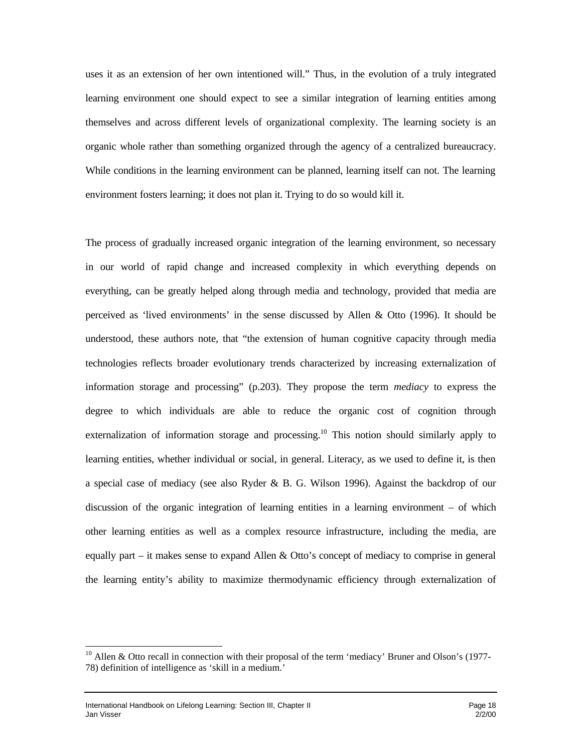uses it as an extension of her own intentioned will." Thus, in the evolution of a truly integrated learning environment one should expect to see a similar integration of learning entities among themselves and across different levels of organizational complexity. The learning society is an organic whole rather than something organized through the agency of a centralized bureaucracy. While conditions in the learning environment can be planned, learning itself can not. The learning environment fosters learning; it does not plan it. Trying to do so would kill it.

The process of gradually increased organic integration of the learning environment, so necessary in our world of rapid change and increased complexity in which everything depends on everything, can be greatly helped along through media and technology, provided that media are perceived as 'lived environments' in the sense discussed by Allen & Otto (1996). It should be understood, these authors note, that "the extension of human cognitive capacity through media technologies reflects broader evolutionary trends characterized by increasing externalization of information storage and processing" (p.203). They propose the term *mediacy* to express the degree to which individuals are able to reduce the organic cost of cognition through externalization of information storage and processing.[10] This notion should similarly apply to learning entities, whether individual or social, in general. Literac*y*, as we used to define it, is then a special case of mediacy (see also Ryder & B. G. Wilson 1996). Against the backdrop of our discussion of the organic integration of learning entities in a learning environment – of which other learning entities as well as a complex resource infrastructure, including the media, are equally part – it makes sense to expand Allen & Otto's concept of mediacy to comprise in general the learning entity's ability to maximize thermodynamic efficiency through externalization of

[10] Allen & Otto recall in connection with their proposal of the term 'mediacy' Bruner and Olson's (1977-78) definition of intelligence as 'skill in a medium.'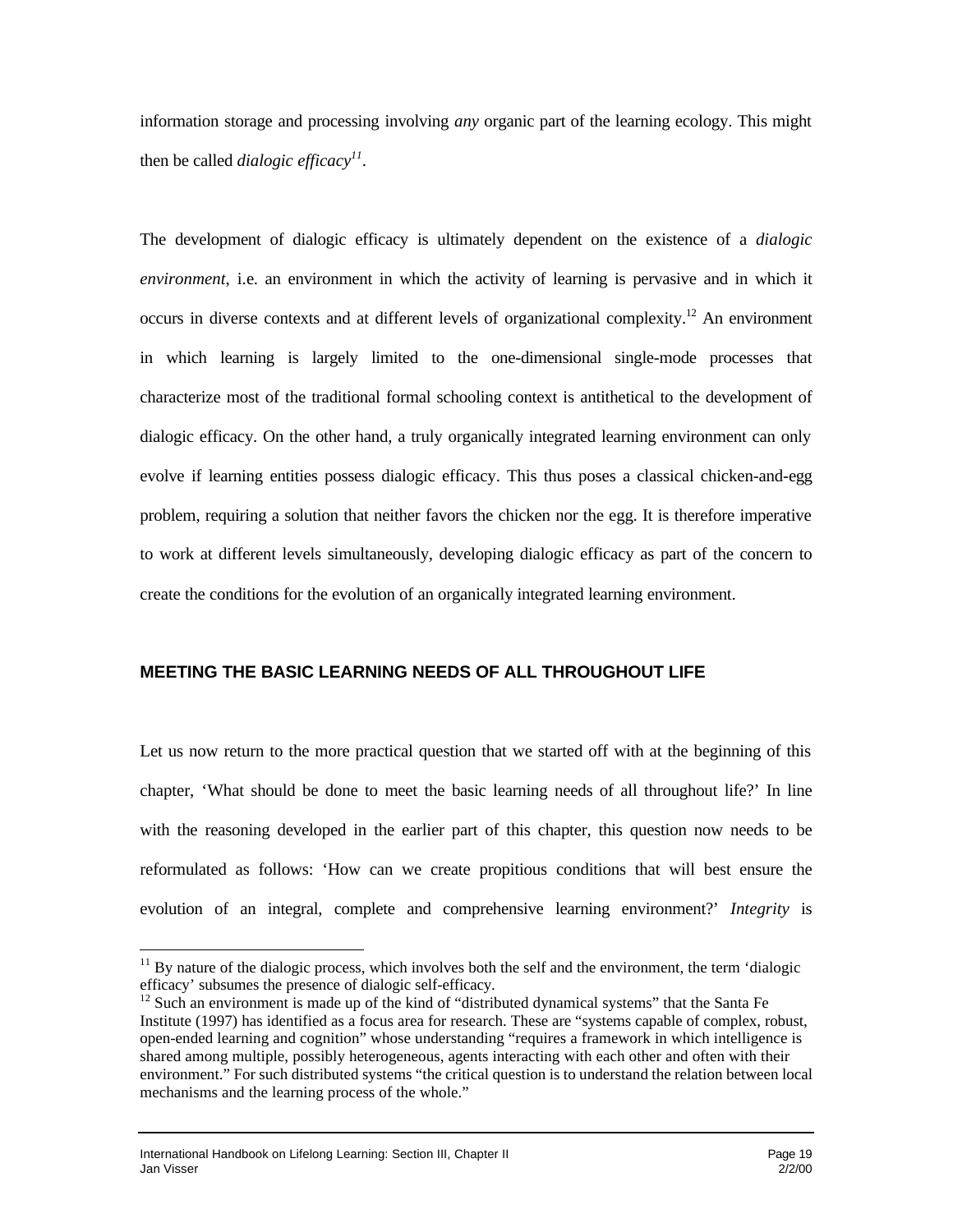information storage and processing involving *any* organic part of the learning ecology. This might then be called *dialogic efficacy*[11].

The development of dialogic efficacy is ultimately dependent on the existence of a *dialogic environment*, i.e. an environment in which the activity of learning is pervasive and in which it occurs in diverse contexts and at different levels of organizational complexity.[12] An environment in which learning is largely limited to the one-dimensional single-mode processes that characterize most of the traditional formal schooling context is antithetical to the development of dialogic efficacy. On the other hand, a truly organically integrated learning environment can only evolve if learning entities possess dialogic efficacy. This thus poses a classical chicken-and-egg problem, requiring a solution that neither favors the chicken nor the egg. It is therefore imperative to work at different levels simultaneously, developing dialogic efficacy as part of the concern to create the conditions for the evolution of an organically integrated learning environment.

## MEETING THE BASIC LEARNING NEEDS OF ALL THROUGHOUT LIFE

Let us now return to the more practical question that we started off with at the beginning of this chapter, 'What should be done to meet the basic learning needs of all throughout life?' In line with the reasoning developed in the earlier part of this chapter, this question now needs to be reformulated as follows: 'How can we create propitious conditions that will best ensure the evolution of an integral, complete and comprehensive learning environment?' *Integrity* is

---

[11] By nature of the dialogic process, which involves both the self and the environment, the term 'dialogic efficacy' subsumes the presence of dialogic self-efficacy.

[12] Such an environment is made up of the kind of "distributed dynamical systems" that the Santa Fe Institute (1997) has identified as a focus area for research. These are "systems capable of complex, robust, open-ended learning and cognition" whose understanding "requires a framework in which intelligence is shared among multiple, possibly heterogeneous, agents interacting with each other and often with their environment." For such distributed systems "the critical question is to understand the relation between local mechanisms and the learning process of the whole."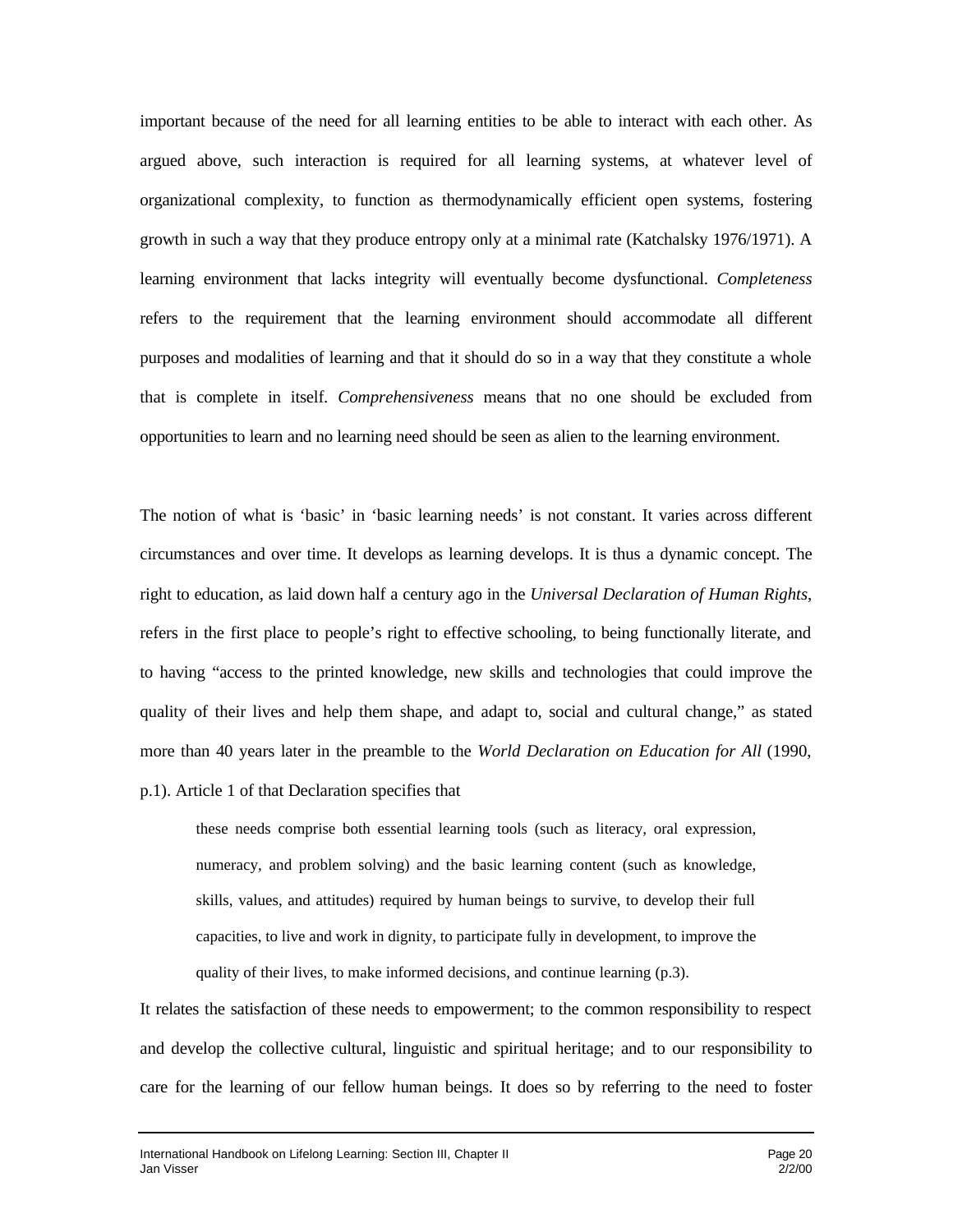important because of the need for all learning entities to be able to interact with each other. As argued above, such interaction is required for all learning systems, at whatever level of organizational complexity, to function as thermodynamically efficient open systems, fostering growth in such a way that they produce entropy only at a minimal rate (Katchalsky 1976/1971). A learning environment that lacks integrity will eventually become dysfunctional. *Completeness* refers to the requirement that the learning environment should accommodate all different purposes and modalities of learning and that it should do so in a way that they constitute a whole that is complete in itself. *Comprehensiveness* means that no one should be excluded from opportunities to learn and no learning need should be seen as alien to the learning environment.

The notion of what is 'basic' in 'basic learning needs' is not constant. It varies across different circumstances and over time. It develops as learning develops. It is thus a dynamic concept. The right to education, as laid down half a century ago in the *Universal Declaration of Human Rights*, refers in the first place to people's right to effective schooling, to being functionally literate, and to having "access to the printed knowledge, new skills and technologies that could improve the quality of their lives and help them shape, and adapt to, social and cultural change," as stated more than 40 years later in the preamble to the *World Declaration on Education for All* (1990, p.1). Article 1 of that Declaration specifies that

> these needs comprise both essential learning tools (such as literacy, oral expression, numeracy, and problem solving) and the basic learning content (such as knowledge, skills, values, and attitudes) required by human beings to survive, to develop their full capacities, to live and work in dignity, to participate fully in development, to improve the quality of their lives, to make informed decisions, and continue learning (p.3).

It relates the satisfaction of these needs to empowerment; to the common responsibility to respect and develop the collective cultural, linguistic and spiritual heritage; and to our responsibility to care for the learning of our fellow human beings. It does so by referring to the need to foster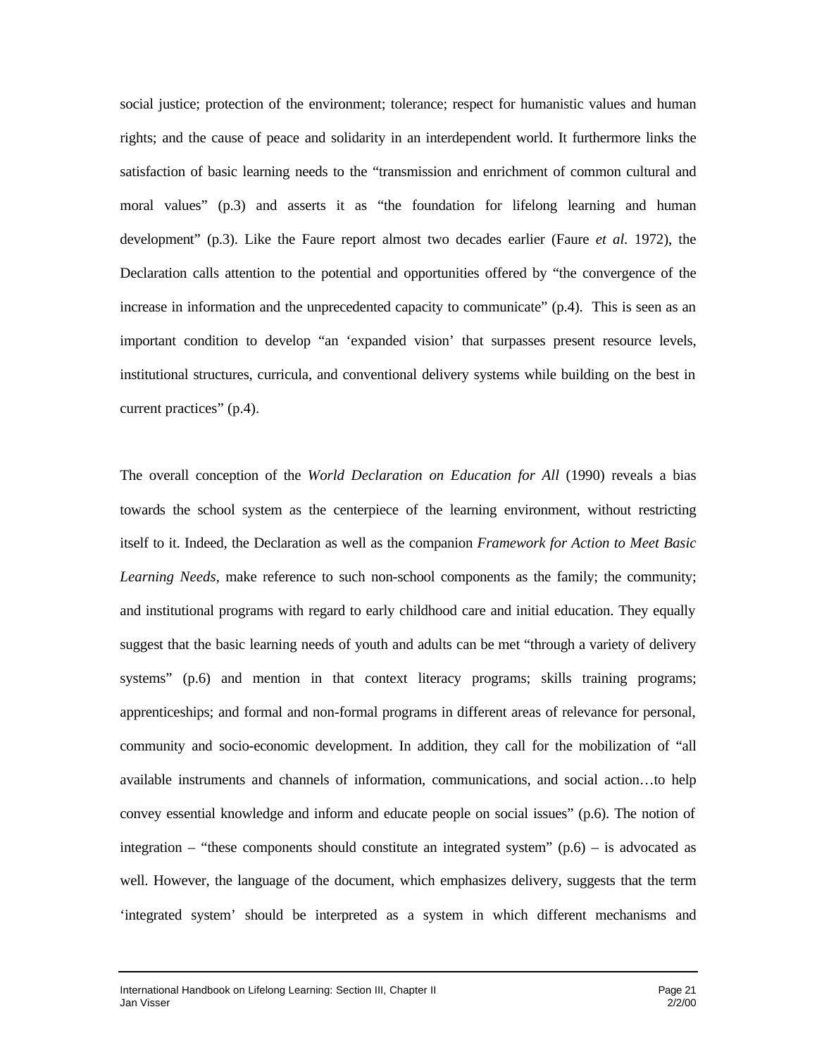social justice; protection of the environment; tolerance; respect for humanistic values and human rights; and the cause of peace and solidarity in an interdependent world. It furthermore links the satisfaction of basic learning needs to the "transmission and enrichment of common cultural and moral values" (p.3) and asserts it as "the foundation for lifelong learning and human development" (p.3). Like the Faure report almost two decades earlier (Faure *et al.* 1972), the Declaration calls attention to the potential and opportunities offered by "the convergence of the increase in information and the unprecedented capacity to communicate" (p.4). This is seen as an important condition to develop "an 'expanded vision' that surpasses present resource levels, institutional structures, curricula, and conventional delivery systems while building on the best in current practices" (p.4).

The overall conception of the *World Declaration on Education for All* (1990) reveals a bias towards the school system as the centerpiece of the learning environment, without restricting itself to it. Indeed, the Declaration as well as the companion *Framework for Action to Meet Basic Learning Needs*, make reference to such non-school components as the family; the community; and institutional programs with regard to early childhood care and initial education. They equally suggest that the basic learning needs of youth and adults can be met "through a variety of delivery systems" (p.6) and mention in that context literacy programs; skills training programs; apprenticeships; and formal and non-formal programs in different areas of relevance for personal, community and socio-economic development. In addition, they call for the mobilization of "all available instruments and channels of information, communications, and social action…to help convey essential knowledge and inform and educate people on social issues" (p.6). The notion of integration – "these components should constitute an integrated system" (p.6) – is advocated as well. However, the language of the document, which emphasizes delivery, suggests that the term 'integrated system' should be interpreted as a system in which different mechanisms and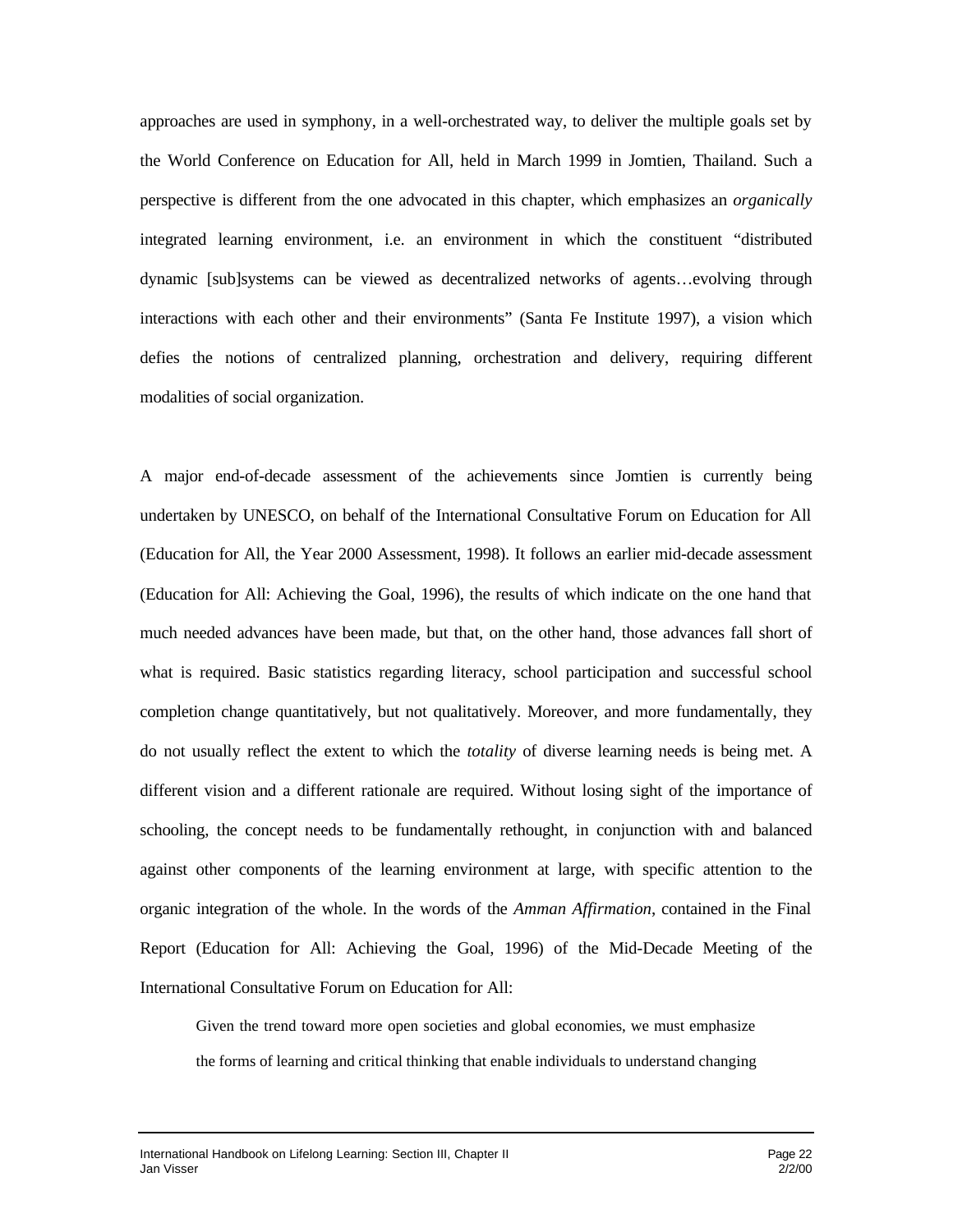approaches are used in symphony, in a well-orchestrated way, to deliver the multiple goals set by the World Conference on Education for All, held in March 1999 in Jomtien, Thailand. Such a perspective is different from the one advocated in this chapter, which emphasizes an *organically* integrated learning environment, i.e. an environment in which the constituent "distributed dynamic [sub]systems can be viewed as decentralized networks of agents…evolving through interactions with each other and their environments" (Santa Fe Institute 1997), a vision which defies the notions of centralized planning, orchestration and delivery, requiring different modalities of social organization.

A major end-of-decade assessment of the achievements since Jomtien is currently being undertaken by UNESCO, on behalf of the International Consultative Forum on Education for All (Education for All, the Year 2000 Assessment, 1998). It follows an earlier mid-decade assessment (Education for All: Achieving the Goal, 1996), the results of which indicate on the one hand that much needed advances have been made, but that, on the other hand, those advances fall short of what is required. Basic statistics regarding literacy, school participation and successful school completion change quantitatively, but not qualitatively. Moreover, and more fundamentally, they do not usually reflect the extent to which the *totality* of diverse learning needs is being met. A different vision and a different rationale are required. Without losing sight of the importance of schooling, the concept needs to be fundamentally rethought, in conjunction with and balanced against other components of the learning environment at large, with specific attention to the organic integration of the whole. In the words of the *Amman Affirmation*, contained in the Final Report (Education for All: Achieving the Goal, 1996) of the Mid-Decade Meeting of the International Consultative Forum on Education for All:

> Given the trend toward more open societies and global economies, we must emphasize the forms of learning and critical thinking that enable individuals to understand changing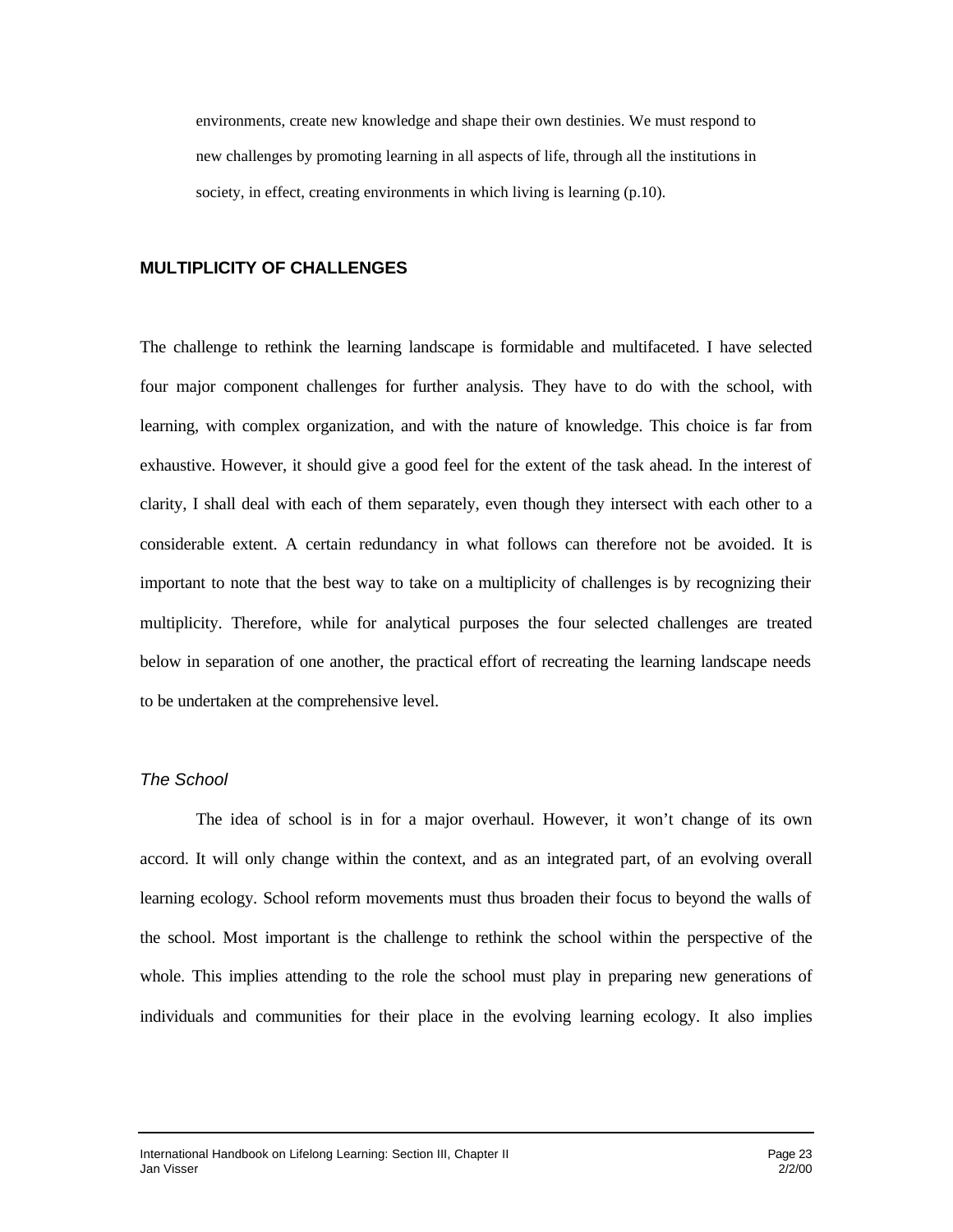> environments, create new knowledge and shape their own destinies. We must respond to new challenges by promoting learning in all aspects of life, through all the institutions in society, in effect, creating environments in which living is learning (p.10).

## MULTIPLICITY OF CHALLENGES

The challenge to rethink the learning landscape is formidable and multifaceted. I have selected four major component challenges for further analysis. They have to do with the school, with learning, with complex organization, and with the nature of knowledge. This choice is far from exhaustive. However, it should give a good feel for the extent of the task ahead. In the interest of clarity, I shall deal with each of them separately, even though they intersect with each other to a considerable extent. A certain redundancy in what follows can therefore not be avoided. It is important to note that the best way to take on a multiplicity of challenges is by recognizing their multiplicity. Therefore, while for analytical purposes the four selected challenges are treated below in separation of one another, the practical effort of recreating the learning landscape needs to be undertaken at the comprehensive level.

### *The School*

The idea of school is in for a major overhaul. However, it won't change of its own accord. It will only change within the context, and as an integrated part, of an evolving overall learning ecology. School reform movements must thus broaden their focus to beyond the walls of the school. Most important is the challenge to rethink the school within the perspective of the whole. This implies attending to the role the school must play in preparing new generations of individuals and communities for their place in the evolving learning ecology. It also implies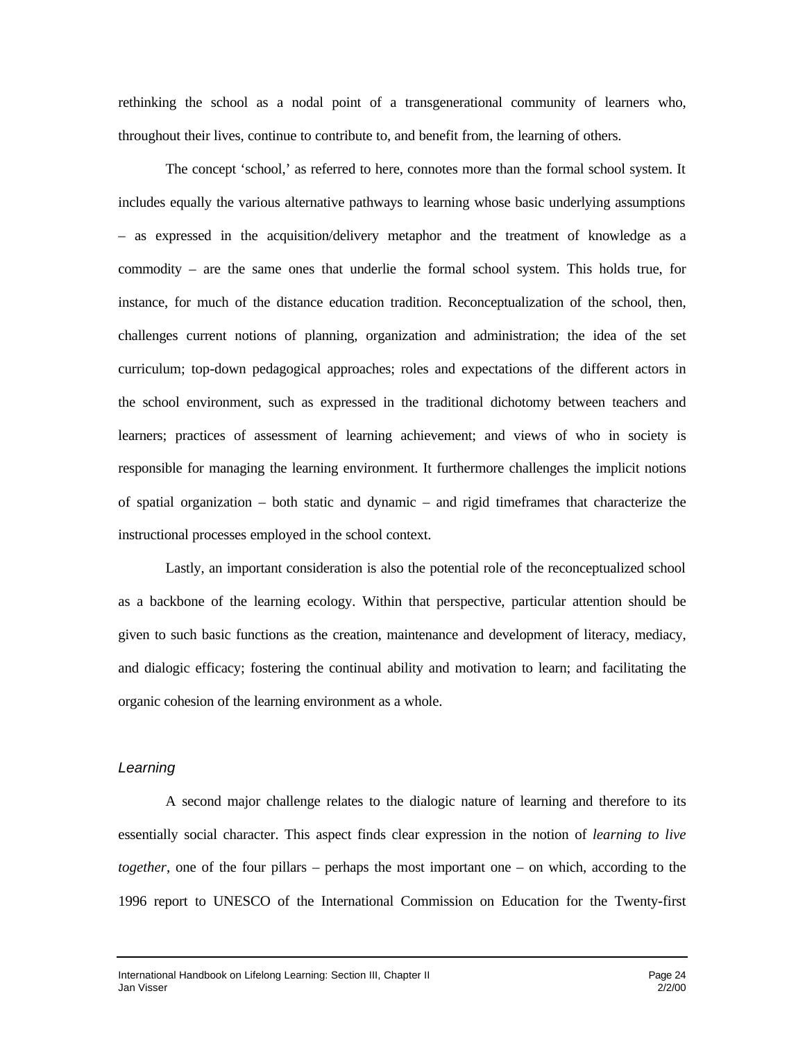rethinking the school as a nodal point of a transgenerational community of learners who, throughout their lives, continue to contribute to, and benefit from, the learning of others.

The concept 'school,' as referred to here, connotes more than the formal school system. It includes equally the various alternative pathways to learning whose basic underlying assumptions – as expressed in the acquisition/delivery metaphor and the treatment of knowledge as a commodity – are the same ones that underlie the formal school system. This holds true, for instance, for much of the distance education tradition. Reconceptualization of the school, then, challenges current notions of planning, organization and administration; the idea of the set curriculum; top-down pedagogical approaches; roles and expectations of the different actors in the school environment, such as expressed in the traditional dichotomy between teachers and learners; practices of assessment of learning achievement; and views of who in society is responsible for managing the learning environment. It furthermore challenges the implicit notions of spatial organization – both static and dynamic – and rigid timeframes that characterize the instructional processes employed in the school context.

Lastly, an important consideration is also the potential role of the reconceptualized school as a backbone of the learning ecology. Within that perspective, particular attention should be given to such basic functions as the creation, maintenance and development of literacy, mediacy, and dialogic efficacy; fostering the continual ability and motivation to learn; and facilitating the organic cohesion of the learning environment as a whole.

### *Learning*

A second major challenge relates to the dialogic nature of learning and therefore to its essentially social character. This aspect finds clear expression in the notion of *learning to live together*, one of the four pillars – perhaps the most important one – on which, according to the 1996 report to UNESCO of the International Commission on Education for the Twenty-first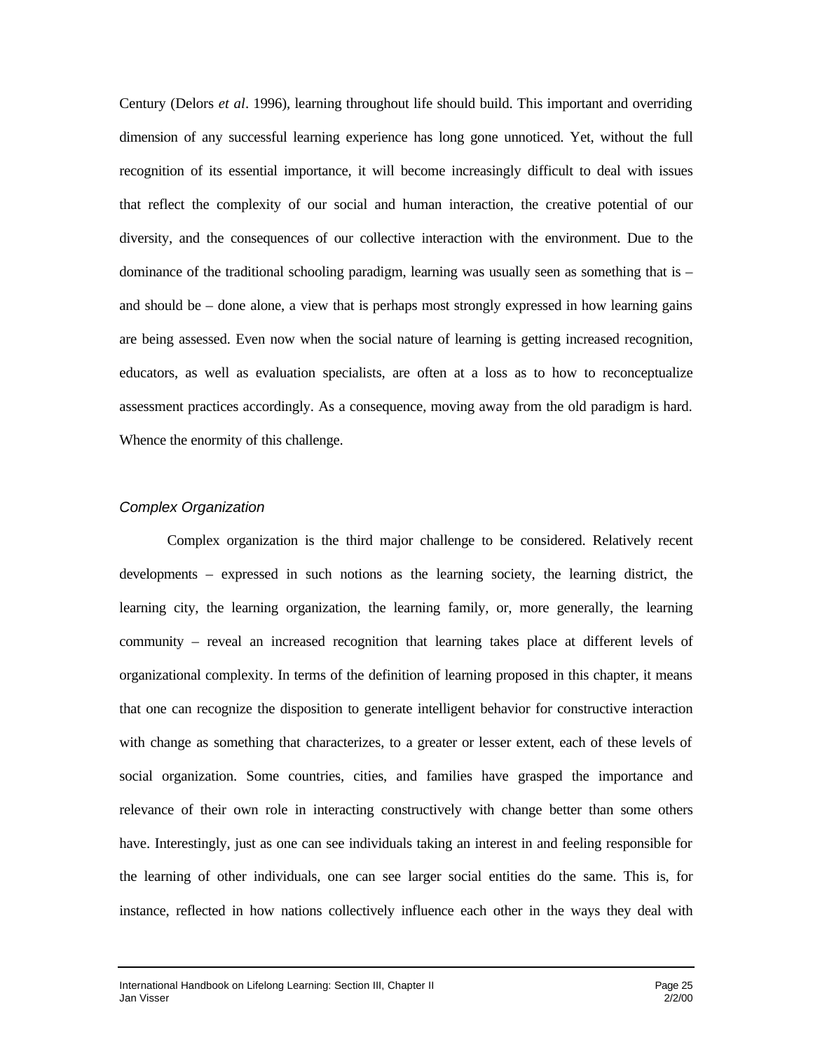Century (Delors *et al*. 1996), learning throughout life should build. This important and overriding dimension of any successful learning experience has long gone unnoticed. Yet, without the full recognition of its essential importance, it will become increasingly difficult to deal with issues that reflect the complexity of our social and human interaction, the creative potential of our diversity, and the consequences of our collective interaction with the environment. Due to the dominance of the traditional schooling paradigm, learning was usually seen as something that is – and should be – done alone, a view that is perhaps most strongly expressed in how learning gains are being assessed. Even now when the social nature of learning is getting increased recognition, educators, as well as evaluation specialists, are often at a loss as to how to reconceptualize assessment practices accordingly. As a consequence, moving away from the old paradigm is hard. Whence the enormity of this challenge.

### *Complex Organization*

Complex organization is the third major challenge to be considered. Relatively recent developments – expressed in such notions as the learning society, the learning district, the learning city, the learning organization, the learning family, or, more generally, the learning community – reveal an increased recognition that learning takes place at different levels of organizational complexity. In terms of the definition of learning proposed in this chapter, it means that one can recognize the disposition to generate intelligent behavior for constructive interaction with change as something that characterizes, to a greater or lesser extent, each of these levels of social organization. Some countries, cities, and families have grasped the importance and relevance of their own role in interacting constructively with change better than some others have. Interestingly, just as one can see individuals taking an interest in and feeling responsible for the learning of other individuals, one can see larger social entities do the same. This is, for instance, reflected in how nations collectively influence each other in the ways they deal with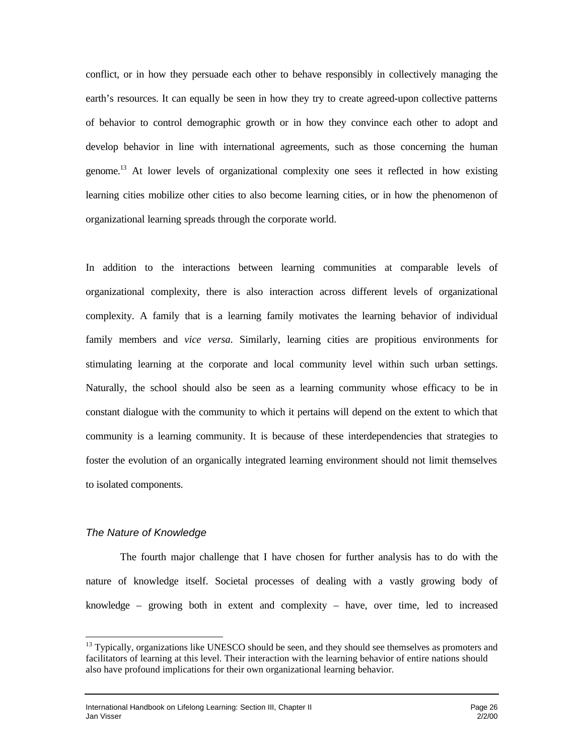conflict, or in how they persuade each other to behave responsibly in collectively managing the earth's resources. It can equally be seen in how they try to create agreed-upon collective patterns of behavior to control demographic growth or in how they convince each other to adopt and develop behavior in line with international agreements, such as those concerning the human genome.[13] At lower levels of organizational complexity one sees it reflected in how existing learning cities mobilize other cities to also become learning cities, or in how the phenomenon of organizational learning spreads through the corporate world.

In addition to the interactions between learning communities at comparable levels of organizational complexity, there is also interaction across different levels of organizational complexity. A family that is a learning family motivates the learning behavior of individual family members and *vice versa*. Similarly, learning cities are propitious environments for stimulating learning at the corporate and local community level within such urban settings. Naturally, the school should also be seen as a learning community whose efficacy to be in constant dialogue with the community to which it pertains will depend on the extent to which that community is a learning community. It is because of these interdependencies that strategies to foster the evolution of an organically integrated learning environment should not limit themselves to isolated components.

### *The Nature of Knowledge*

The fourth major challenge that I have chosen for further analysis has to do with the nature of knowledge itself. Societal processes of dealing with a vastly growing body of knowledge – growing both in extent and complexity – have, over time, led to increased

---

[13] Typically, organizations like UNESCO should be seen, and they should see themselves as promoters and facilitators of learning at this level. Their interaction with the learning behavior of entire nations should also have profound implications for their own organizational learning behavior.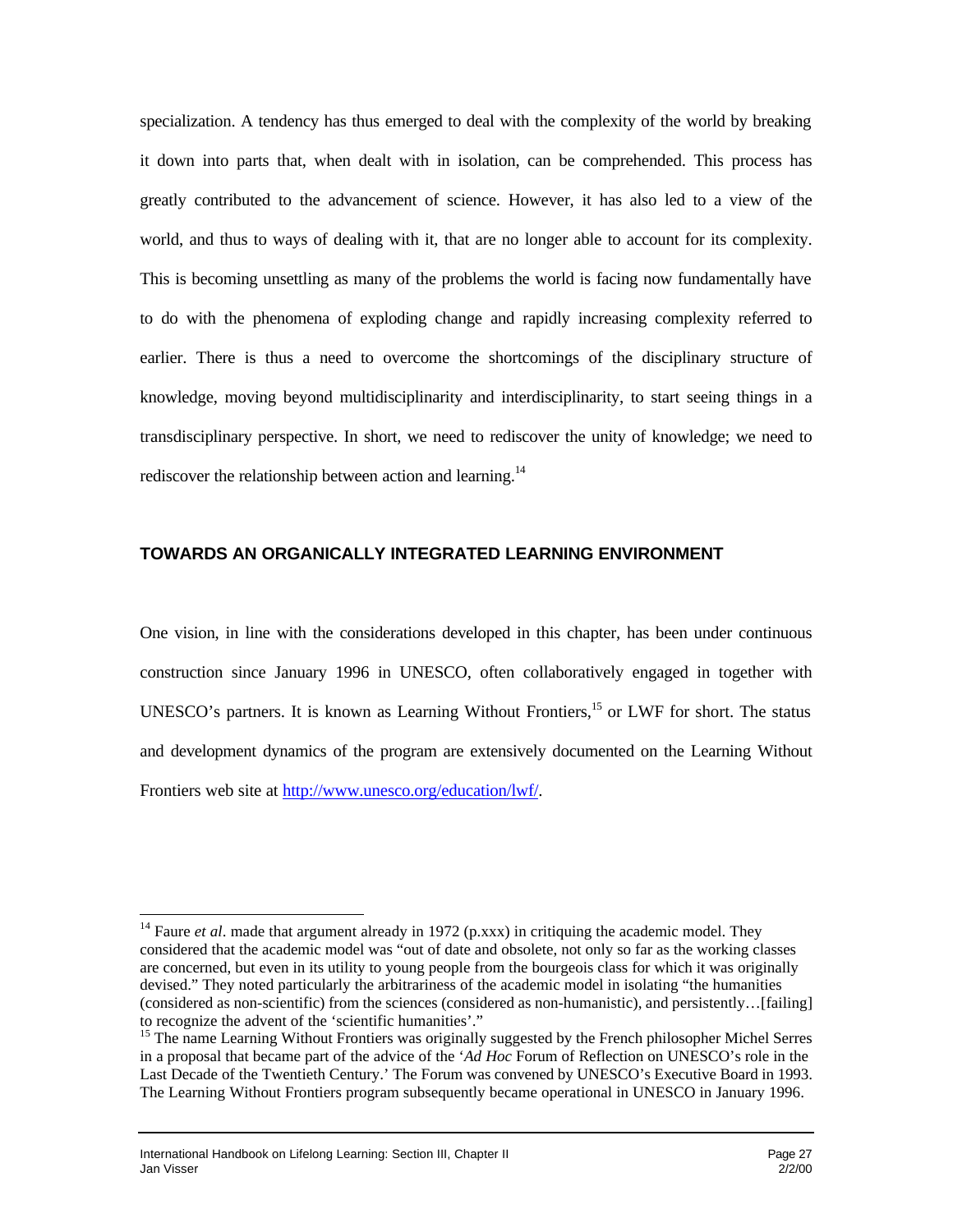specialization. A tendency has thus emerged to deal with the complexity of the world by breaking it down into parts that, when dealt with in isolation, can be comprehended. This process has greatly contributed to the advancement of science. However, it has also led to a view of the world, and thus to ways of dealing with it, that are no longer able to account for its complexity. This is becoming unsettling as many of the problems the world is facing now fundamentally have to do with the phenomena of exploding change and rapidly increasing complexity referred to earlier. There is thus a need to overcome the shortcomings of the disciplinary structure of knowledge, moving beyond multidisciplinarity and interdisciplinarity, to start seeing things in a transdisciplinary perspective. In short, we need to rediscover the unity of knowledge; we need to rediscover the relationship between action and learning.[14]

## TOWARDS AN ORGANICALLY INTEGRATED LEARNING ENVIRONMENT

One vision, in line with the considerations developed in this chapter, has been under continuous construction since January 1996 in UNESCO, often collaboratively engaged in together with UNESCO's partners. It is known as Learning Without Frontiers,[15] or LWF for short. The status and development dynamics of the program are extensively documented on the Learning Without Frontiers web site at http://www.unesco.org/education/lwf/.

---

[14] Faure *et al*. made that argument already in 1972 (p.xxx) in critiquing the academic model. They considered that the academic model was "out of date and obsolete, not only so far as the working classes are concerned, but even in its utility to young people from the bourgeois class for which it was originally devised." They noted particularly the arbitrariness of the academic model in isolating "the humanities (considered as non-scientific) from the sciences (considered as non-humanistic), and persistently…[failing] to recognize the advent of the 'scientific humanities'."

[15] The name Learning Without Frontiers was originally suggested by the French philosopher Michel Serres in a proposal that became part of the advice of the '*Ad Hoc* Forum of Reflection on UNESCO's role in the Last Decade of the Twentieth Century.' The Forum was convened by UNESCO's Executive Board in 1993. The Learning Without Frontiers program subsequently became operational in UNESCO in January 1996.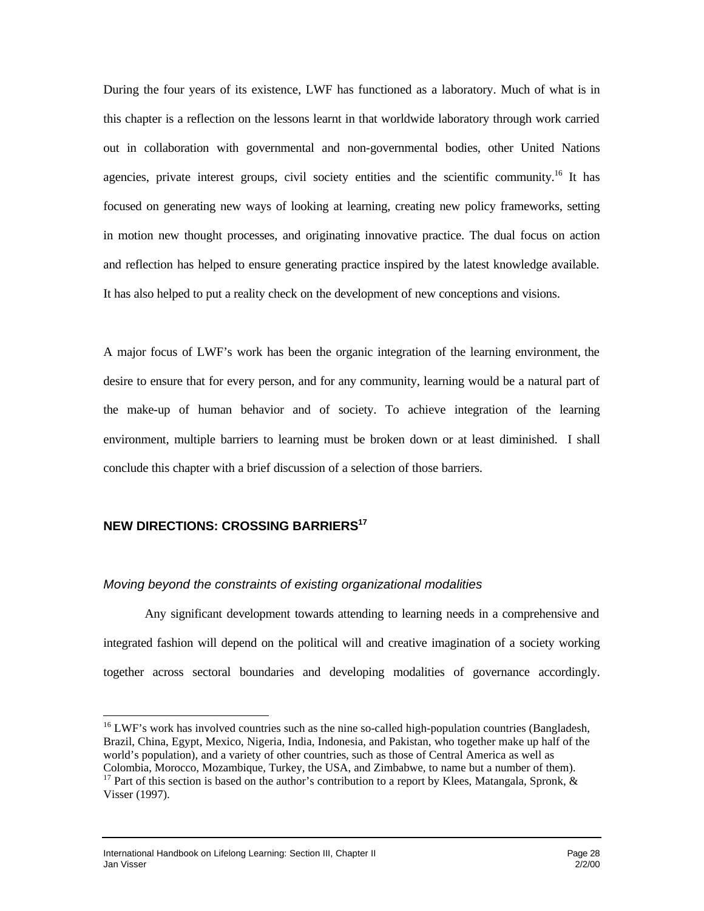During the four years of its existence, LWF has functioned as a laboratory. Much of what is in this chapter is a reflection on the lessons learnt in that worldwide laboratory through work carried out in collaboration with governmental and non-governmental bodies, other United Nations agencies, private interest groups, civil society entities and the scientific community.[16] It has focused on generating new ways of looking at learning, creating new policy frameworks, setting in motion new thought processes, and originating innovative practice. The dual focus on action and reflection has helped to ensure generating practice inspired by the latest knowledge available. It has also helped to put a reality check on the development of new conceptions and visions.

A major focus of LWF's work has been the organic integration of the learning environment, the desire to ensure that for every person, and for any community, learning would be a natural part of the make-up of human behavior and of society. To achieve integration of the learning environment, multiple barriers to learning must be broken down or at least diminished. I shall conclude this chapter with a brief discussion of a selection of those barriers.

## NEW DIRECTIONS: CROSSING BARRIERS[17]

### *Moving beyond the constraints of existing organizational modalities*

Any significant development towards attending to learning needs in a comprehensive and integrated fashion will depend on the political will and creative imagination of a society working together across sectoral boundaries and developing modalities of governance accordingly.

---

[16] LWF's work has involved countries such as the nine so-called high-population countries (Bangladesh, Brazil, China, Egypt, Mexico, Nigeria, India, Indonesia, and Pakistan, who together make up half of the world's population), and a variety of other countries, such as those of Central America as well as Colombia, Morocco, Mozambique, Turkey, the USA, and Zimbabwe, to name but a number of them).

[17] Part of this section is based on the author's contribution to a report by Klees, Matangala, Spronk, & Visser (1997).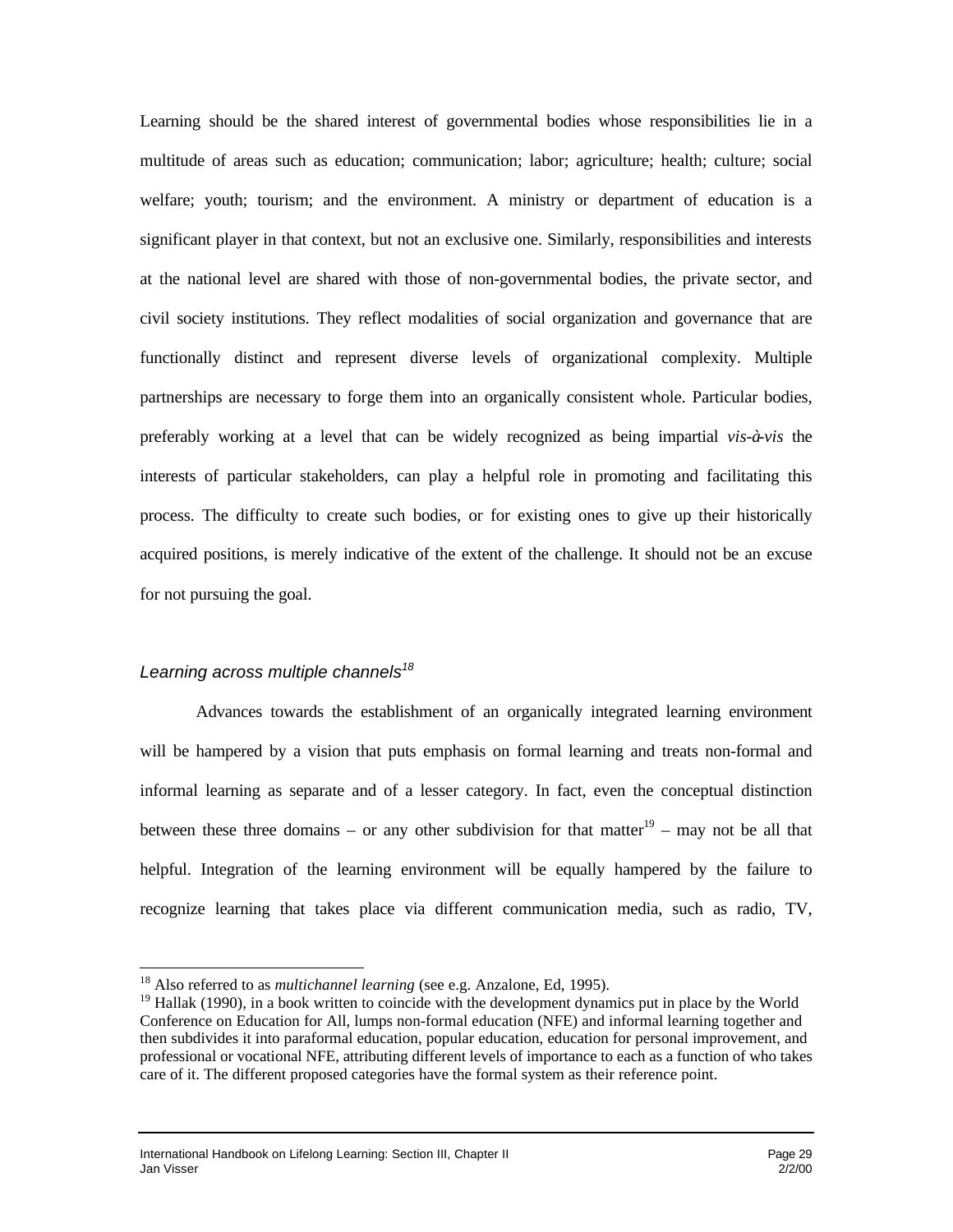Learning should be the shared interest of governmental bodies whose responsibilities lie in a multitude of areas such as education; communication; labor; agriculture; health; culture; social welfare; youth; tourism; and the environment. A ministry or department of education is a significant player in that context, but not an exclusive one. Similarly, responsibilities and interests at the national level are shared with those of non-governmental bodies, the private sector, and civil society institutions. They reflect modalities of social organization and governance that are functionally distinct and represent diverse levels of organizational complexity. Multiple partnerships are necessary to forge them into an organically consistent whole. Particular bodies, preferably working at a level that can be widely recognized as being impartial *vis-à-vis* the interests of particular stakeholders, can play a helpful role in promoting and facilitating this process. The difficulty to create such bodies, or for existing ones to give up their historically acquired positions, is merely indicative of the extent of the challenge. It should not be an excuse for not pursuing the goal.

### *Learning across multiple channels*[18]

Advances towards the establishment of an organically integrated learning environment will be hampered by a vision that puts emphasis on formal learning and treats non-formal and informal learning as separate and of a lesser category. In fact, even the conceptual distinction between these three domains – or any other subdivision for that matter[19] – may not be all that helpful. Integration of the learning environment will be equally hampered by the failure to recognize learning that takes place via different communication media, such as radio, TV,

---

[18] Also referred to as *multichannel learning* (see e.g. Anzalone, Ed, 1995).

[19] Hallak (1990), in a book written to coincide with the development dynamics put in place by the World Conference on Education for All, lumps non-formal education (NFE) and informal learning together and then subdivides it into paraformal education, popular education, education for personal improvement, and professional or vocational NFE, attributing different levels of importance to each as a function of who takes care of it. The different proposed categories have the formal system as their reference point.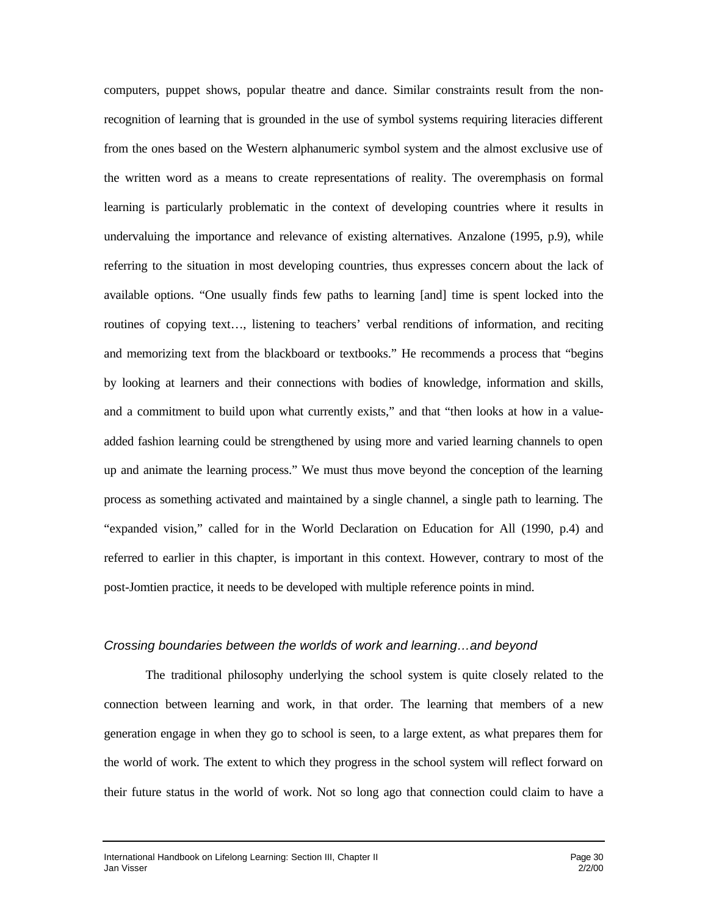computers, puppet shows, popular theatre and dance. Similar constraints result from the non-recognition of learning that is grounded in the use of symbol systems requiring literacies different from the ones based on the Western alphanumeric symbol system and the almost exclusive use of the written word as a means to create representations of reality. The overemphasis on formal learning is particularly problematic in the context of developing countries where it results in undervaluing the importance and relevance of existing alternatives. Anzalone (1995, p.9), while referring to the situation in most developing countries, thus expresses concern about the lack of available options. "One usually finds few paths to learning [and] time is spent locked into the routines of copying text…, listening to teachers' verbal renditions of information, and reciting and memorizing text from the blackboard or textbooks." He recommends a process that "begins by looking at learners and their connections with bodies of knowledge, information and skills, and a commitment to build upon what currently exists," and that "then looks at how in a value-added fashion learning could be strengthened by using more and varied learning channels to open up and animate the learning process." We must thus move beyond the conception of the learning process as something activated and maintained by a single channel, a single path to learning. The "expanded vision," called for in the World Declaration on Education for All (1990, p.4) and referred to earlier in this chapter, is important in this context. However, contrary to most of the post-Jomtien practice, it needs to be developed with multiple reference points in mind.

### *Crossing boundaries between the worlds of work and learning…and beyond*

The traditional philosophy underlying the school system is quite closely related to the connection between learning and work, in that order. The learning that members of a new generation engage in when they go to school is seen, to a large extent, as what prepares them for the world of work. The extent to which they progress in the school system will reflect forward on their future status in the world of work. Not so long ago that connection could claim to have a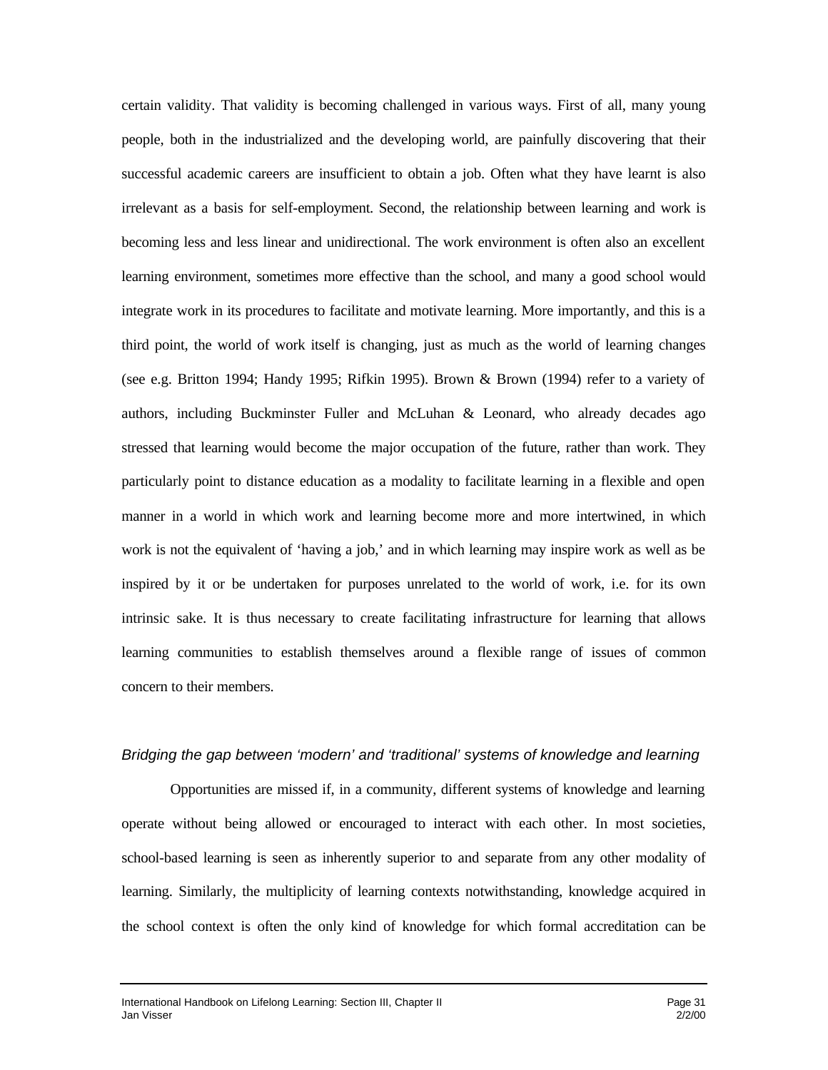certain validity. That validity is becoming challenged in various ways. First of all, many young people, both in the industrialized and the developing world, are painfully discovering that their successful academic careers are insufficient to obtain a job. Often what they have learnt is also irrelevant as a basis for self-employment. Second, the relationship between learning and work is becoming less and less linear and unidirectional. The work environment is often also an excellent learning environment, sometimes more effective than the school, and many a good school would integrate work in its procedures to facilitate and motivate learning. More importantly, and this is a third point, the world of work itself is changing, just as much as the world of learning changes (see e.g. Britton 1994; Handy 1995; Rifkin 1995). Brown & Brown (1994) refer to a variety of authors, including Buckminster Fuller and McLuhan & Leonard, who already decades ago stressed that learning would become the major occupation of the future, rather than work. They particularly point to distance education as a modality to facilitate learning in a flexible and open manner in a world in which work and learning become more and more intertwined, in which work is not the equivalent of 'having a job,' and in which learning may inspire work as well as be inspired by it or be undertaken for purposes unrelated to the world of work, i.e. for its own intrinsic sake. It is thus necessary to create facilitating infrastructure for learning that allows learning communities to establish themselves around a flexible range of issues of common concern to their members.

### *Bridging the gap between 'modern' and 'traditional' systems of knowledge and learning*

Opportunities are missed if, in a community, different systems of knowledge and learning operate without being allowed or encouraged to interact with each other. In most societies, school-based learning is seen as inherently superior to and separate from any other modality of learning. Similarly, the multiplicity of learning contexts notwithstanding, knowledge acquired in the school context is often the only kind of knowledge for which formal accreditation can be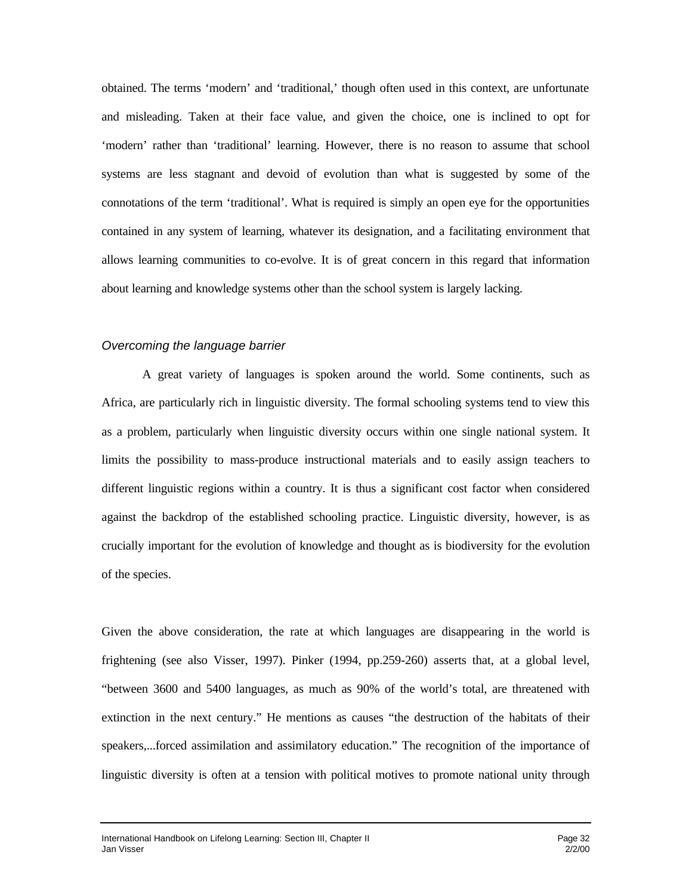obtained. The terms 'modern' and 'traditional,' though often used in this context, are unfortunate and misleading. Taken at their face value, and given the choice, one is inclined to opt for 'modern' rather than 'traditional' learning. However, there is no reason to assume that school systems are less stagnant and devoid of evolution than what is suggested by some of the connotations of the term 'traditional'. What is required is simply an open eye for the opportunities contained in any system of learning, whatever its designation, and a facilitating environment that allows learning communities to co-evolve. It is of great concern in this regard that information about learning and knowledge systems other than the school system is largely lacking.

### *Overcoming the language barrier*

A great variety of languages is spoken around the world. Some continents, such as Africa, are particularly rich in linguistic diversity. The formal schooling systems tend to view this as a problem, particularly when linguistic diversity occurs within one single national system. It limits the possibility to mass-produce instructional materials and to easily assign teachers to different linguistic regions within a country. It is thus a significant cost factor when considered against the backdrop of the established schooling practice. Linguistic diversity, however, is as crucially important for the evolution of knowledge and thought as is biodiversity for the evolution of the species.

Given the above consideration, the rate at which languages are disappearing in the world is frightening (see also Visser, 1997). Pinker (1994, pp.259-260) asserts that, at a global level, "between 3600 and 5400 languages, as much as 90% of the world's total, are threatened with extinction in the next century." He mentions as causes "the destruction of the habitats of their speakers,...forced assimilation and assimilatory education." The recognition of the importance of linguistic diversity is often at a tension with political motives to promote national unity through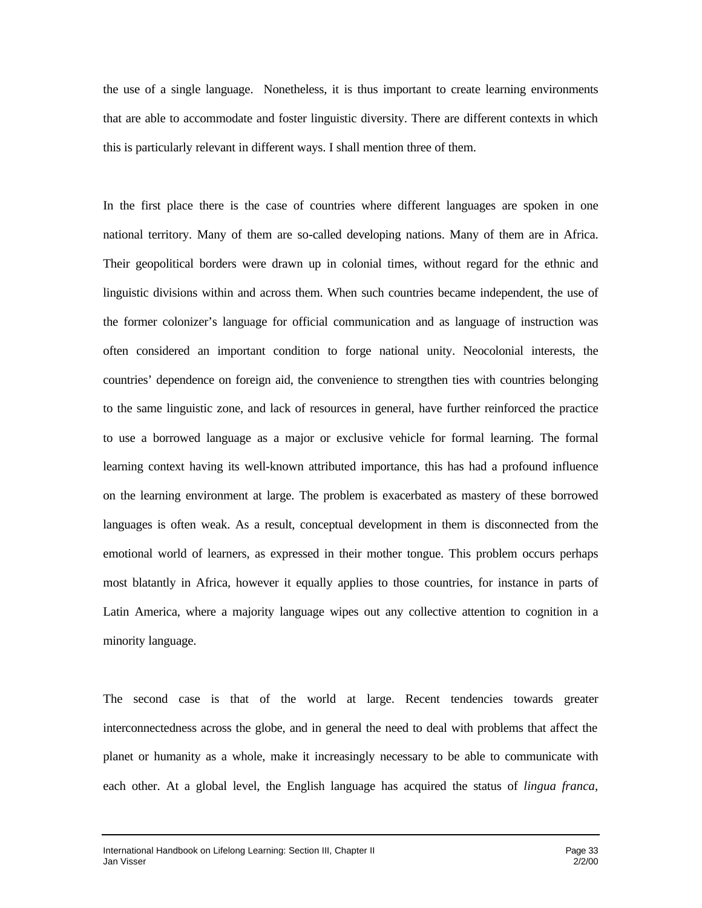the use of a single language. Nonetheless, it is thus important to create learning environments that are able to accommodate and foster linguistic diversity. There are different contexts in which this is particularly relevant in different ways. I shall mention three of them.

In the first place there is the case of countries where different languages are spoken in one national territory. Many of them are so-called developing nations. Many of them are in Africa. Their geopolitical borders were drawn up in colonial times, without regard for the ethnic and linguistic divisions within and across them. When such countries became independent, the use of the former colonizer's language for official communication and as language of instruction was often considered an important condition to forge national unity. Neocolonial interests, the countries' dependence on foreign aid, the convenience to strengthen ties with countries belonging to the same linguistic zone, and lack of resources in general, have further reinforced the practice to use a borrowed language as a major or exclusive vehicle for formal learning. The formal learning context having its well-known attributed importance, this has had a profound influence on the learning environment at large. The problem is exacerbated as mastery of these borrowed languages is often weak. As a result, conceptual development in them is disconnected from the emotional world of learners, as expressed in their mother tongue. This problem occurs perhaps most blatantly in Africa, however it equally applies to those countries, for instance in parts of Latin America, where a majority language wipes out any collective attention to cognition in a minority language.

The second case is that of the world at large. Recent tendencies towards greater interconnectedness across the globe, and in general the need to deal with problems that affect the planet or humanity as a whole, make it increasingly necessary to be able to communicate with each other. At a global level, the English language has acquired the status of *lingua franca*,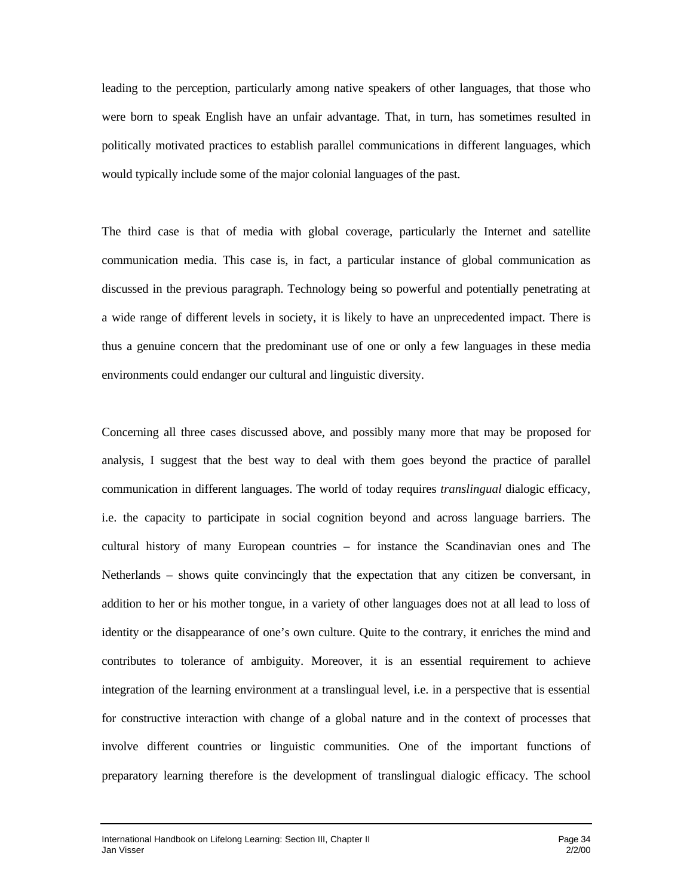leading to the perception, particularly among native speakers of other languages, that those who were born to speak English have an unfair advantage. That, in turn, has sometimes resulted in politically motivated practices to establish parallel communications in different languages, which would typically include some of the major colonial languages of the past.

The third case is that of media with global coverage, particularly the Internet and satellite communication media. This case is, in fact, a particular instance of global communication as discussed in the previous paragraph. Technology being so powerful and potentially penetrating at a wide range of different levels in society, it is likely to have an unprecedented impact. There is thus a genuine concern that the predominant use of one or only a few languages in these media environments could endanger our cultural and linguistic diversity.

Concerning all three cases discussed above, and possibly many more that may be proposed for analysis, I suggest that the best way to deal with them goes beyond the practice of parallel communication in different languages. The world of today requires *translingual* dialogic efficacy, i.e. the capacity to participate in social cognition beyond and across language barriers. The cultural history of many European countries – for instance the Scandinavian ones and The Netherlands – shows quite convincingly that the expectation that any citizen be conversant, in addition to her or his mother tongue, in a variety of other languages does not at all lead to loss of identity or the disappearance of one's own culture. Quite to the contrary, it enriches the mind and contributes to tolerance of ambiguity. Moreover, it is an essential requirement to achieve integration of the learning environment at a translingual level, i.e. in a perspective that is essential for constructive interaction with change of a global nature and in the context of processes that involve different countries or linguistic communities. One of the important functions of preparatory learning therefore is the development of translingual dialogic efficacy. The school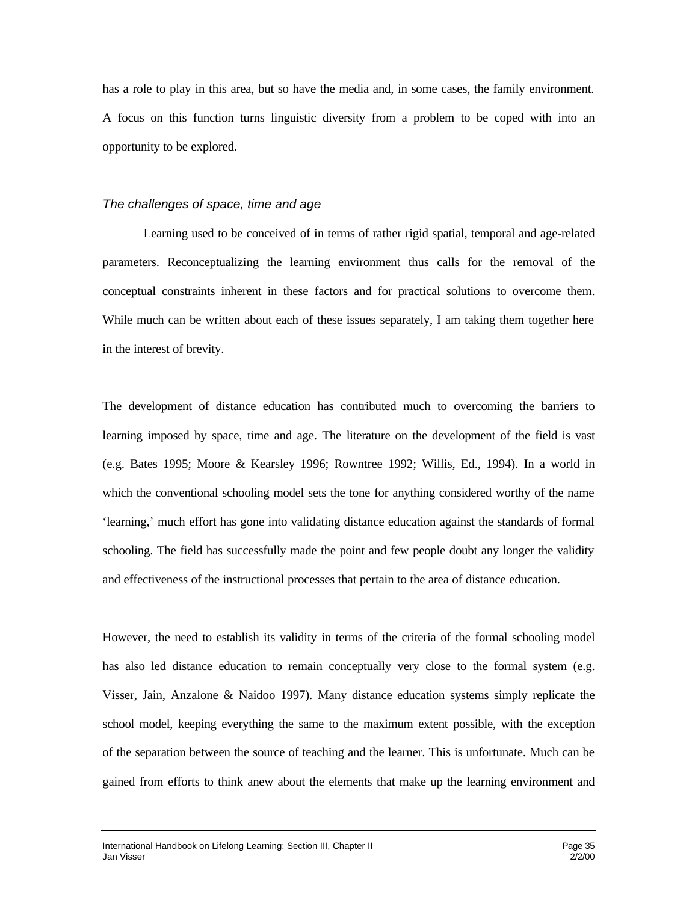has a role to play in this area, but so have the media and, in some cases, the family environment. A focus on this function turns linguistic diversity from a problem to be coped with into an opportunity to be explored.

### *The challenges of space, time and age*

Learning used to be conceived of in terms of rather rigid spatial, temporal and age-related parameters. Reconceptualizing the learning environment thus calls for the removal of the conceptual constraints inherent in these factors and for practical solutions to overcome them. While much can be written about each of these issues separately, I am taking them together here in the interest of brevity.

The development of distance education has contributed much to overcoming the barriers to learning imposed by space, time and age. The literature on the development of the field is vast (e.g. Bates 1995; Moore & Kearsley 1996; Rowntree 1992; Willis, Ed., 1994). In a world in which the conventional schooling model sets the tone for anything considered worthy of the name 'learning,' much effort has gone into validating distance education against the standards of formal schooling. The field has successfully made the point and few people doubt any longer the validity and effectiveness of the instructional processes that pertain to the area of distance education.

However, the need to establish its validity in terms of the criteria of the formal schooling model has also led distance education to remain conceptually very close to the formal system (e.g. Visser, Jain, Anzalone & Naidoo 1997). Many distance education systems simply replicate the school model, keeping everything the same to the maximum extent possible, with the exception of the separation between the source of teaching and the learner. This is unfortunate. Much can be gained from efforts to think anew about the elements that make up the learning environment and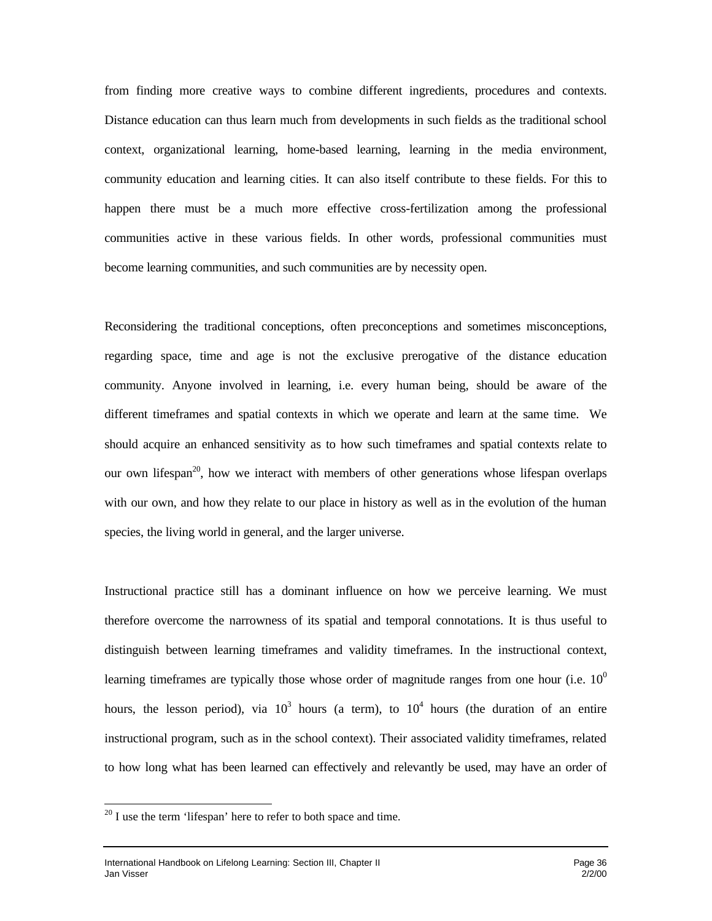from finding more creative ways to combine different ingredients, procedures and contexts. Distance education can thus learn much from developments in such fields as the traditional school context, organizational learning, home-based learning, learning in the media environment, community education and learning cities. It can also itself contribute to these fields. For this to happen there must be a much more effective cross-fertilization among the professional communities active in these various fields. In other words, professional communities must become learning communities, and such communities are by necessity open.

Reconsidering the traditional conceptions, often preconceptions and sometimes misconceptions, regarding space, time and age is not the exclusive prerogative of the distance education community. Anyone involved in learning, i.e. every human being, should be aware of the different timeframes and spatial contexts in which we operate and learn at the same time. We should acquire an enhanced sensitivity as to how such timeframes and spatial contexts relate to our own lifespan[20], how we interact with members of other generations whose lifespan overlaps with our own, and how they relate to our place in history as well as in the evolution of the human species, the living world in general, and the larger universe.

Instructional practice still has a dominant influence on how we perceive learning. We must therefore overcome the narrowness of its spatial and temporal connotations. It is thus useful to distinguish between learning timeframes and validity timeframes. In the instructional context, learning timeframes are typically those whose order of magnitude ranges from one hour (i.e. $10^0$ hours, the lesson period), via $10^3$ hours (a term), to $10^4$ hours (the duration of an entire instructional program, such as in the school context). Their associated validity timeframes, related to how long what has been learned can effectively and relevantly be used, may have an order of

[20] I use the term 'lifespan' here to refer to both space and time.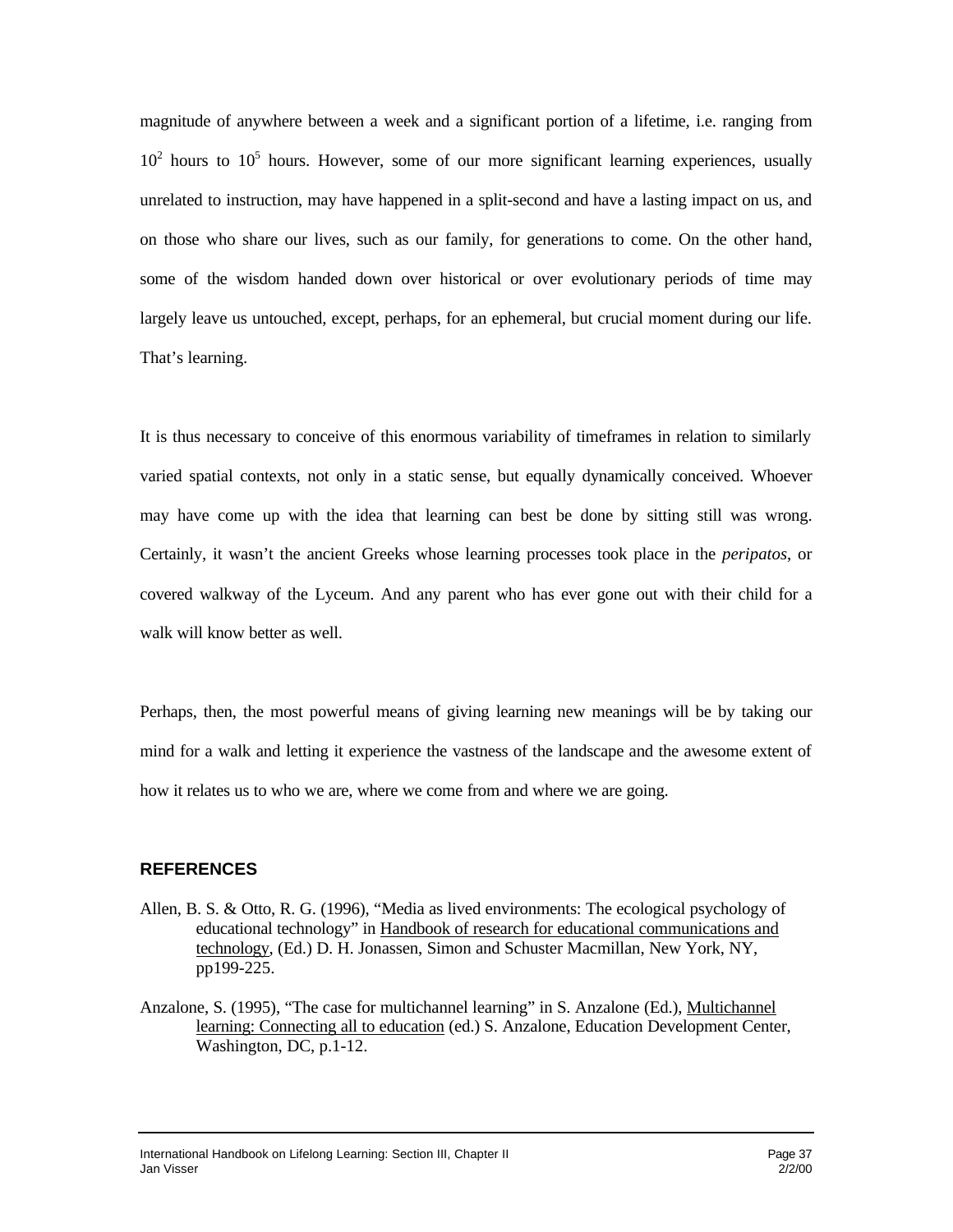magnitude of anywhere between a week and a significant portion of a lifetime, i.e. ranging from $10^2$ hours to $10^5$ hours. However, some of our more significant learning experiences, usually unrelated to instruction, may have happened in a split-second and have a lasting impact on us, and on those who share our lives, such as our family, for generations to come. On the other hand, some of the wisdom handed down over historical or over evolutionary periods of time may largely leave us untouched, except, perhaps, for an ephemeral, but crucial moment during our life. That's learning.

It is thus necessary to conceive of this enormous variability of timeframes in relation to similarly varied spatial contexts, not only in a static sense, but equally dynamically conceived. Whoever may have come up with the idea that learning can best be done by sitting still was wrong. Certainly, it wasn't the ancient Greeks whose learning processes took place in the *peripatos*, or covered walkway of the Lyceum. And any parent who has ever gone out with their child for a walk will know better as well.

Perhaps, then, the most powerful means of giving learning new meanings will be by taking our mind for a walk and letting it experience the vastness of the landscape and the awesome extent of how it relates us to who we are, where we come from and where we are going.

## REFERENCES

Allen, B. S. & Otto, R. G. (1996), "Media as lived environments: The ecological psychology of educational technology" in Handbook of research for educational communications and technology, (Ed.) D. H. Jonassen, Simon and Schuster Macmillan, New York, NY, pp199-225.

Anzalone, S. (1995), "The case for multichannel learning" in S. Anzalone (Ed.), Multichannel learning: Connecting all to education (ed.) S. Anzalone, Education Development Center, Washington, DC, p.1-12.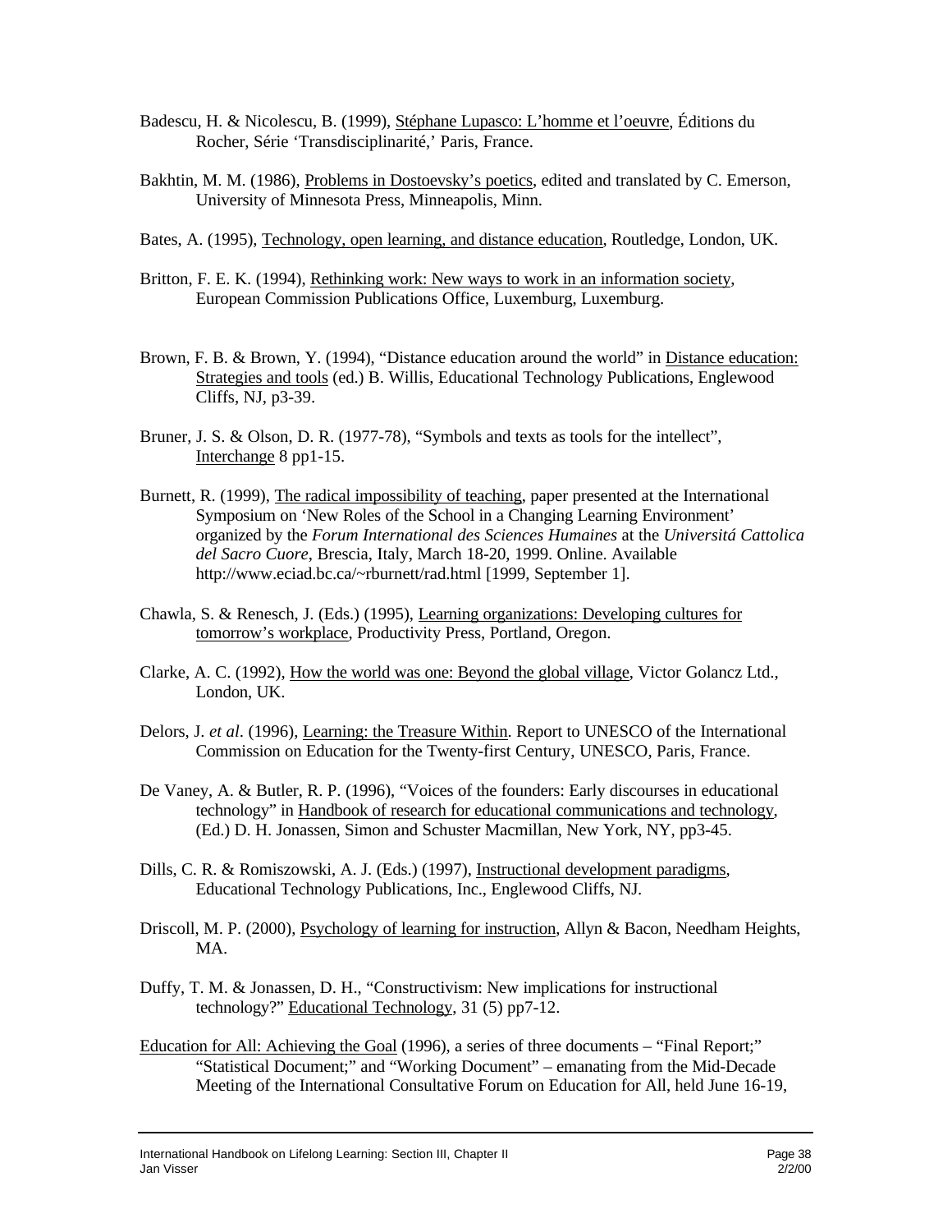Badescu, H. & Nicolescu, B. (1999), Stéphane Lupasco: L'homme et l'oeuvre, Éditions du Rocher, Série 'Transdisciplinarité,' Paris, France.

Bakhtin, M. M. (1986), Problems in Dostoevsky's poetics, edited and translated by C. Emerson, University of Minnesota Press, Minneapolis, Minn.

Bates, A. (1995), Technology, open learning, and distance education, Routledge, London, UK.

Britton, F. E. K. (1994), Rethinking work: New ways to work in an information society, European Commission Publications Office, Luxemburg, Luxemburg.

Brown, F. B. & Brown, Y. (1994), "Distance education around the world" in Distance education: Strategies and tools (ed.) B. Willis, Educational Technology Publications, Englewood Cliffs, NJ, p3-39.

Bruner, J. S. & Olson, D. R. (1977-78), "Symbols and texts as tools for the intellect", Interchange 8 pp1-15.

Burnett, R. (1999), The radical impossibility of teaching, paper presented at the International Symposium on 'New Roles of the School in a Changing Learning Environment' organized by the *Forum International des Sciences Humaines* at the *Universitá Cattolica del Sacro Cuore*, Brescia, Italy, March 18-20, 1999. Online. Available http://www.eciad.bc.ca/~rburnett/rad.html [1999, September 1].

Chawla, S. & Renesch, J. (Eds.) (1995), Learning organizations: Developing cultures for tomorrow's workplace, Productivity Press, Portland, Oregon.

Clarke, A. C. (1992), How the world was one: Beyond the global village, Victor Golancz Ltd., London, UK.

Delors, J. *et al*. (1996), Learning: the Treasure Within. Report to UNESCO of the International Commission on Education for the Twenty-first Century, UNESCO, Paris, France.

De Vaney, A. & Butler, R. P. (1996), "Voices of the founders: Early discourses in educational technology" in Handbook of research for educational communications and technology, (Ed.) D. H. Jonassen, Simon and Schuster Macmillan, New York, NY, pp3-45.

Dills, C. R. & Romiszowski, A. J. (Eds.) (1997), Instructional development paradigms, Educational Technology Publications, Inc., Englewood Cliffs, NJ.

Driscoll, M. P. (2000), Psychology of learning for instruction, Allyn & Bacon, Needham Heights, MA.

Duffy, T. M. & Jonassen, D. H., "Constructivism: New implications for instructional technology?" Educational Technology, 31 (5) pp7-12.

Education for All: Achieving the Goal (1996), a series of three documents – "Final Report;" "Statistical Document;" and "Working Document" – emanating from the Mid-Decade Meeting of the International Consultative Forum on Education for All, held June 16-19,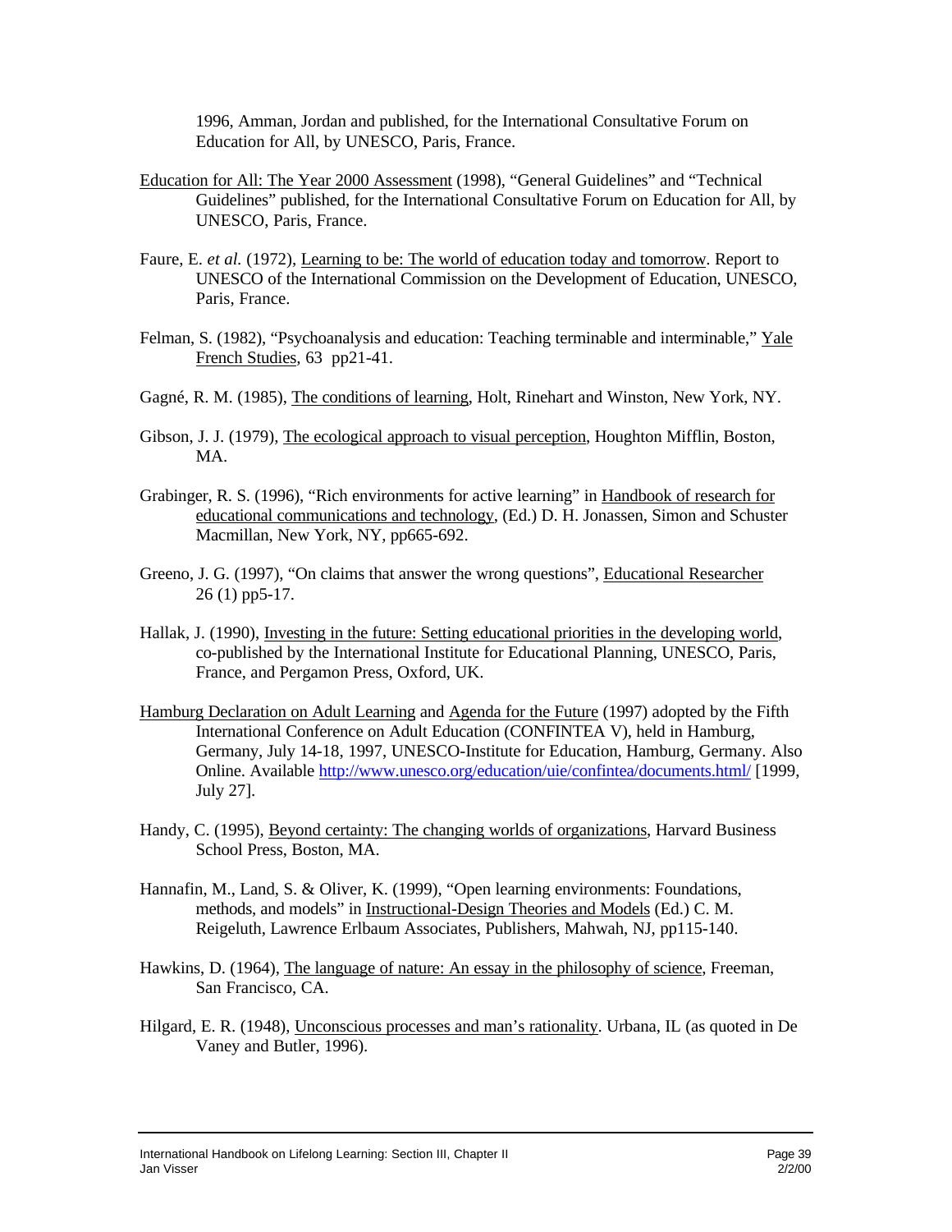1996, Amman, Jordan and published, for the International Consultative Forum on Education for All, by UNESCO, Paris, France.

Education for All: The Year 2000 Assessment (1998), "General Guidelines" and "Technical Guidelines" published, for the International Consultative Forum on Education for All, by UNESCO, Paris, France.

Faure, E. *et al.* (1972), Learning to be: The world of education today and tomorrow. Report to UNESCO of the International Commission on the Development of Education, UNESCO, Paris, France.

Felman, S. (1982), "Psychoanalysis and education: Teaching terminable and interminable," Yale French Studies, 63 pp21-41.

Gagné, R. M. (1985), The conditions of learning, Holt, Rinehart and Winston, New York, NY.

Gibson, J. J. (1979), The ecological approach to visual perception, Houghton Mifflin, Boston, MA.

Grabinger, R. S. (1996), "Rich environments for active learning" in Handbook of research for educational communications and technology, (Ed.) D. H. Jonassen, Simon and Schuster Macmillan, New York, NY, pp665-692.

Greeno, J. G. (1997), "On claims that answer the wrong questions", Educational Researcher 26 (1) pp5-17.

Hallak, J. (1990), Investing in the future: Setting educational priorities in the developing world, co-published by the International Institute for Educational Planning, UNESCO, Paris, France, and Pergamon Press, Oxford, UK.

Hamburg Declaration on Adult Learning and Agenda for the Future (1997) adopted by the Fifth International Conference on Adult Education (CONFINTEA V), held in Hamburg, Germany, July 14-18, 1997, UNESCO-Institute for Education, Hamburg, Germany. Also Online. Available http://www.unesco.org/education/uie/confintea/documents.html/ [1999, July 27].

Handy, C. (1995), Beyond certainty: The changing worlds of organizations, Harvard Business School Press, Boston, MA.

Hannafin, M., Land, S. & Oliver, K. (1999), "Open learning environments: Foundations, methods, and models" in Instructional-Design Theories and Models (Ed.) C. M. Reigeluth, Lawrence Erlbaum Associates, Publishers, Mahwah, NJ, pp115-140.

Hawkins, D. (1964), The language of nature: An essay in the philosophy of science, Freeman, San Francisco, CA.

Hilgard, E. R. (1948), Unconscious processes and man's rationality. Urbana, IL (as quoted in De Vaney and Butler, 1996).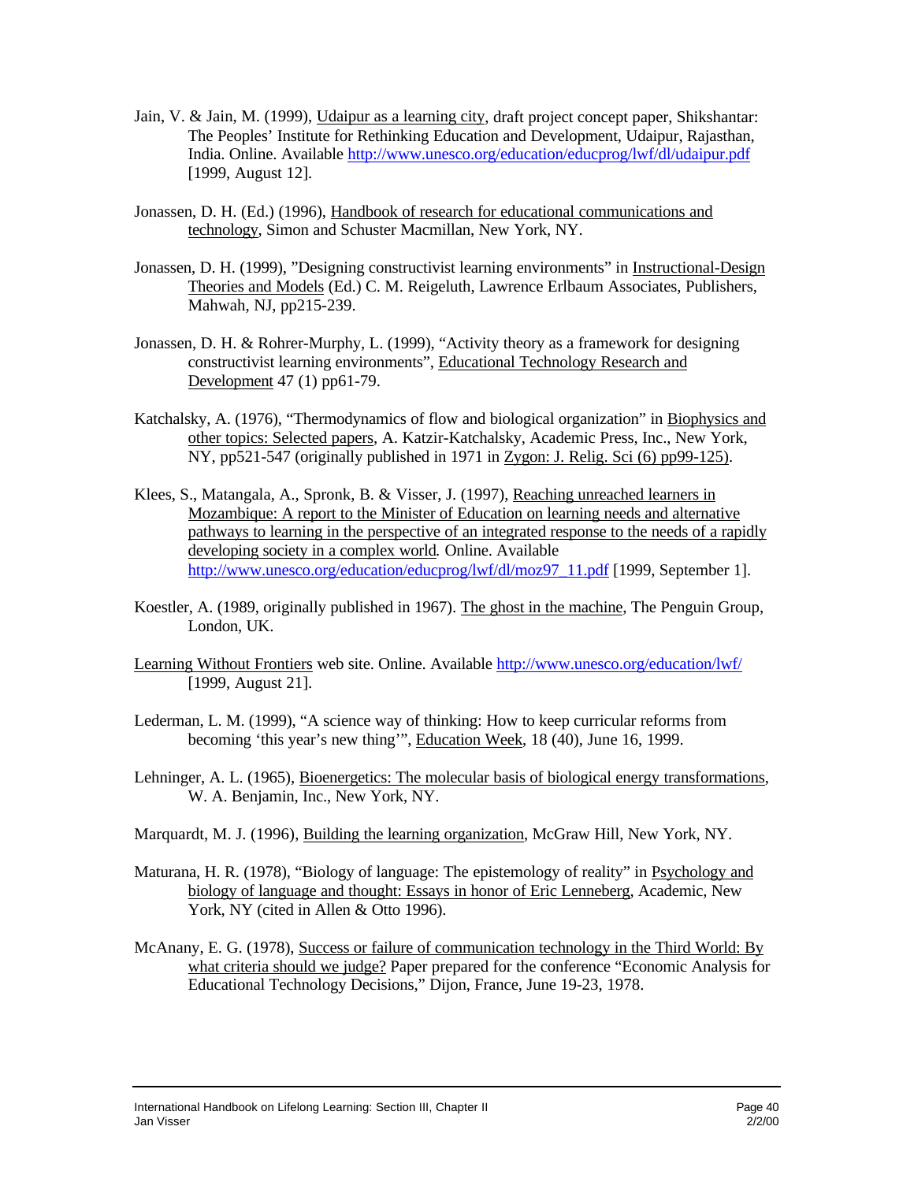Jain, V. & Jain, M. (1999), Udaipur as a learning city, draft project concept paper, Shikshantar: The Peoples' Institute for Rethinking Education and Development, Udaipur, Rajasthan, India. Online. Available http://www.unesco.org/education/educprog/lwf/dl/udaipur.pdf [1999, August 12].

Jonassen, D. H. (Ed.) (1996), Handbook of research for educational communications and technology, Simon and Schuster Macmillan, New York, NY.

Jonassen, D. H. (1999), "Designing constructivist learning environments" in Instructional-Design Theories and Models (Ed.) C. M. Reigeluth, Lawrence Erlbaum Associates, Publishers, Mahwah, NJ, pp215-239.

Jonassen, D. H. & Rohrer-Murphy, L. (1999), "Activity theory as a framework for designing constructivist learning environments", Educational Technology Research and Development 47 (1) pp61-79.

Katchalsky, A. (1976), "Thermodynamics of flow and biological organization" in Biophysics and other topics: Selected papers, A. Katzir-Katchalsky, Academic Press, Inc., New York, NY, pp521-547 (originally published in 1971 in Zygon: J. Relig. Sci (6) pp99-125).

Klees, S., Matangala, A., Spronk, B. & Visser, J. (1997), Reaching unreached learners in Mozambique: A report to the Minister of Education on learning needs and alternative pathways to learning in the perspective of an integrated response to the needs of a rapidly developing society in a complex world. Online. Available http://www.unesco.org/education/educprog/lwf/dl/moz97_11.pdf [1999, September 1].

Koestler, A. (1989, originally published in 1967). The ghost in the machine, The Penguin Group, London, UK.

Learning Without Frontiers web site. Online. Available http://www.unesco.org/education/lwf/ [1999, August 21].

Lederman, L. M. (1999), "A science way of thinking: How to keep curricular reforms from becoming 'this year's new thing'", Education Week, 18 (40), June 16, 1999.

Lehninger, A. L. (1965), Bioenergetics: The molecular basis of biological energy transformations, W. A. Benjamin, Inc., New York, NY.

Marquardt, M. J. (1996), Building the learning organization, McGraw Hill, New York, NY.

Maturana, H. R. (1978), "Biology of language: The epistemology of reality" in Psychology and biology of language and thought: Essays in honor of Eric Lenneberg, Academic, New York, NY (cited in Allen & Otto 1996).

McAnany, E. G. (1978), Success or failure of communication technology in the Third World: By what criteria should we judge? Paper prepared for the conference "Economic Analysis for Educational Technology Decisions," Dijon, France, June 19-23, 1978.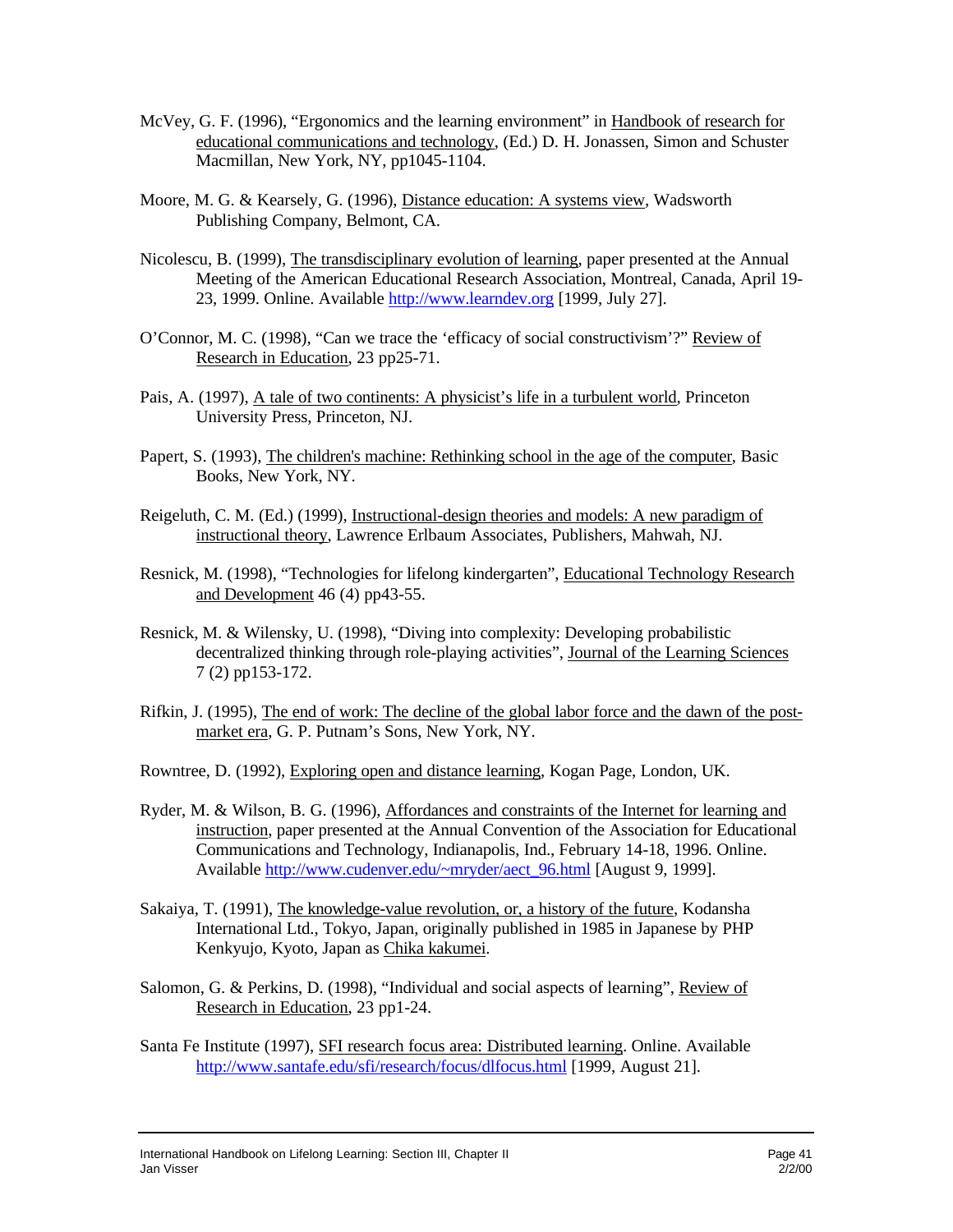McVey, G. F. (1996), “Ergonomics and the learning environment” in Handbook of research for educational communications and technology, (Ed.) D. H. Jonassen, Simon and Schuster Macmillan, New York, NY, pp1045-1104.

Moore, M. G. & Kearsely, G. (1996), Distance education: A systems view, Wadsworth Publishing Company, Belmont, CA.

Nicolescu, B. (1999), The transdisciplinary evolution of learning, paper presented at the Annual Meeting of the American Educational Research Association, Montreal, Canada, April 19-23, 1999. Online. Available http://www.learndev.org [1999, July 27].

O’Connor, M. C. (1998), “Can we trace the ‘efficacy of social constructivism’?” Review of Research in Education, 23 pp25-71.

Pais, A. (1997), A tale of two continents: A physicist’s life in a turbulent world, Princeton University Press, Princeton, NJ.

Papert, S. (1993), The children's machine: Rethinking school in the age of the computer, Basic Books, New York, NY.

Reigeluth, C. M. (Ed.) (1999), Instructional-design theories and models: A new paradigm of instructional theory, Lawrence Erlbaum Associates, Publishers, Mahwah, NJ.

Resnick, M. (1998), “Technologies for lifelong kindergarten”, Educational Technology Research and Development 46 (4) pp43-55.

Resnick, M. & Wilensky, U. (1998), “Diving into complexity: Developing probabilistic decentralized thinking through role-playing activities”, Journal of the Learning Sciences 7 (2) pp153-172.

Rifkin, J. (1995), The end of work: The decline of the global labor force and the dawn of the post-market era, G. P. Putnam’s Sons, New York, NY.

Rowntree, D. (1992), Exploring open and distance learning, Kogan Page, London, UK.

Ryder, M. & Wilson, B. G. (1996), Affordances and constraints of the Internet for learning and instruction, paper presented at the Annual Convention of the Association for Educational Communications and Technology, Indianapolis, Ind., February 14-18, 1996. Online. Available http://www.cudenver.edu/~mryder/aect_96.html [August 9, 1999].

Sakaiya, T. (1991), The knowledge-value revolution, or, a history of the future, Kodansha International Ltd., Tokyo, Japan, originally published in 1985 in Japanese by PHP Kenkyujo, Kyoto, Japan as Chika kakumei.

Salomon, G. & Perkins, D. (1998), “Individual and social aspects of learning”, Review of Research in Education, 23 pp1-24.

Santa Fe Institute (1997), SFI research focus area: Distributed learning. Online. Available http://www.santafe.edu/sfi/research/focus/dlfocus.html [1999, August 21].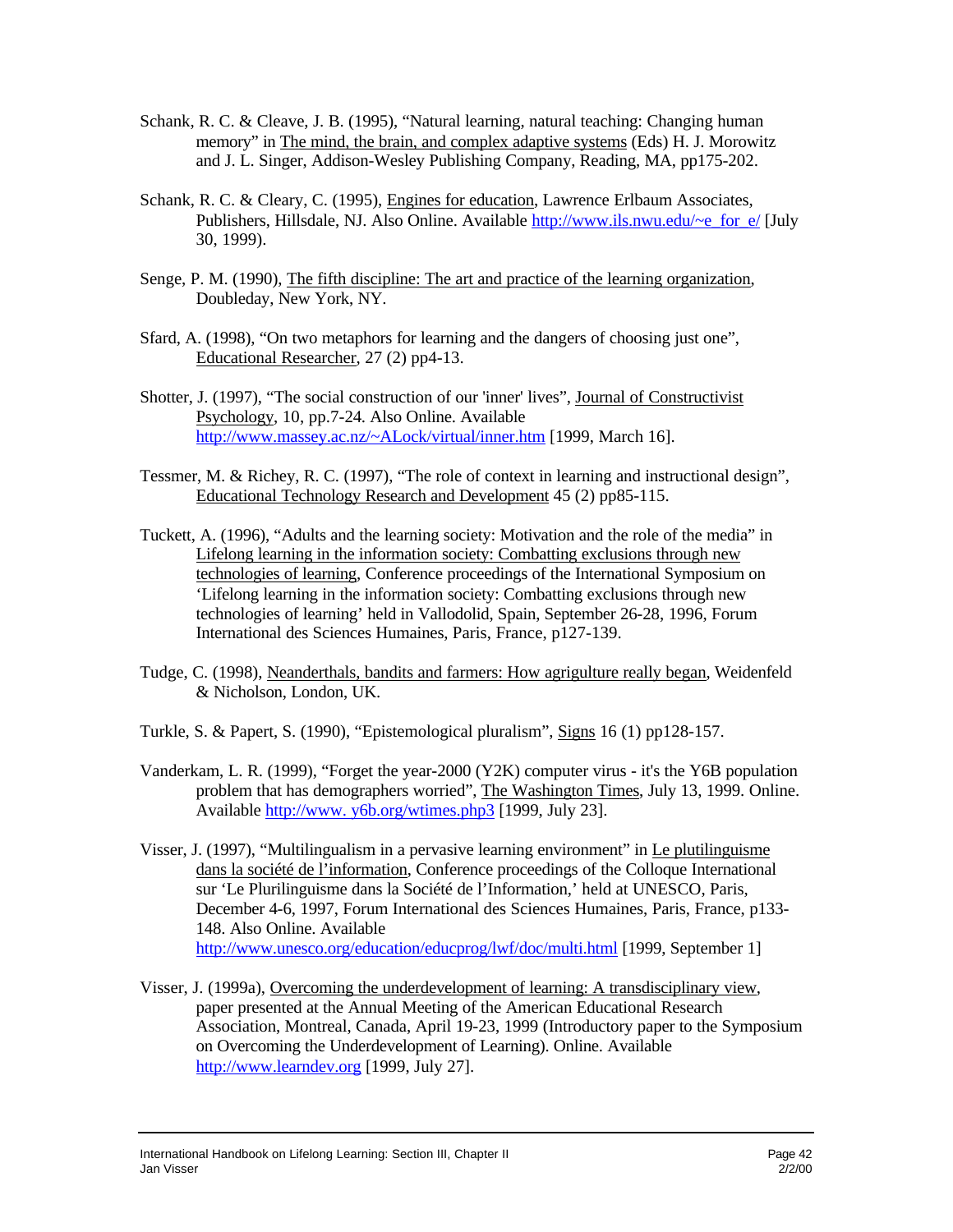Schank, R. C. & Cleave, J. B. (1995), "Natural learning, natural teaching: Changing human memory" in The mind, the brain, and complex adaptive systems (Eds) H. J. Morowitz and J. L. Singer, Addison-Wesley Publishing Company, Reading, MA, pp175-202.

Schank, R. C. & Cleary, C. (1995), Engines for education, Lawrence Erlbaum Associates, Publishers, Hillsdale, NJ. Also Online. Available http://www.ils.nwu.edu/~e_for_e/ [July 30, 1999).

Senge, P. M. (1990), The fifth discipline: The art and practice of the learning organization, Doubleday, New York, NY.

Sfard, A. (1998), "On two metaphors for learning and the dangers of choosing just one", Educational Researcher, 27 (2) pp4-13.

Shotter, J. (1997), "The social construction of our 'inner' lives", Journal of Constructivist Psychology, 10, pp.7-24. Also Online. Available http://www.massey.ac.nz/~ALock/virtual/inner.htm [1999, March 16].

Tessmer, M. & Richey, R. C. (1997), "The role of context in learning and instructional design", Educational Technology Research and Development 45 (2) pp85-115.

Tuckett, A. (1996), "Adults and the learning society: Motivation and the role of the media" in Lifelong learning in the information society: Combatting exclusions through new technologies of learning, Conference proceedings of the International Symposium on 'Lifelong learning in the information society: Combatting exclusions through new technologies of learning' held in Vallodolid, Spain, September 26-28, 1996, Forum International des Sciences Humaines, Paris, France, p127-139.

Tudge, C. (1998), Neanderthals, bandits and farmers: How agrigulture really began, Weidenfeld & Nicholson, London, UK.

Turkle, S. & Papert, S. (1990), "Epistemological pluralism", Signs 16 (1) pp128-157.

Vanderkam, L. R. (1999), "Forget the year-2000 (Y2K) computer virus - it's the Y6B population problem that has demographers worried", The Washington Times, July 13, 1999. Online. Available http://www. y6b.org/wtimes.php3 [1999, July 23].

Visser, J. (1997), "Multilingualism in a pervasive learning environment" in Le plutilinguisme dans la société de l'information, Conference proceedings of the Colloque International sur 'Le Plurilinguisme dans la Société de l'Information,' held at UNESCO, Paris, December 4-6, 1997, Forum International des Sciences Humaines, Paris, France, p133-148. Also Online. Available http://www.unesco.org/education/educprog/lwf/doc/multi.html [1999, September 1]

Visser, J. (1999a), Overcoming the underdevelopment of learning: A transdisciplinary view, paper presented at the Annual Meeting of the American Educational Research Association, Montreal, Canada, April 19-23, 1999 (Introductory paper to the Symposium on Overcoming the Underdevelopment of Learning). Online. Available http://www.learndev.org [1999, July 27].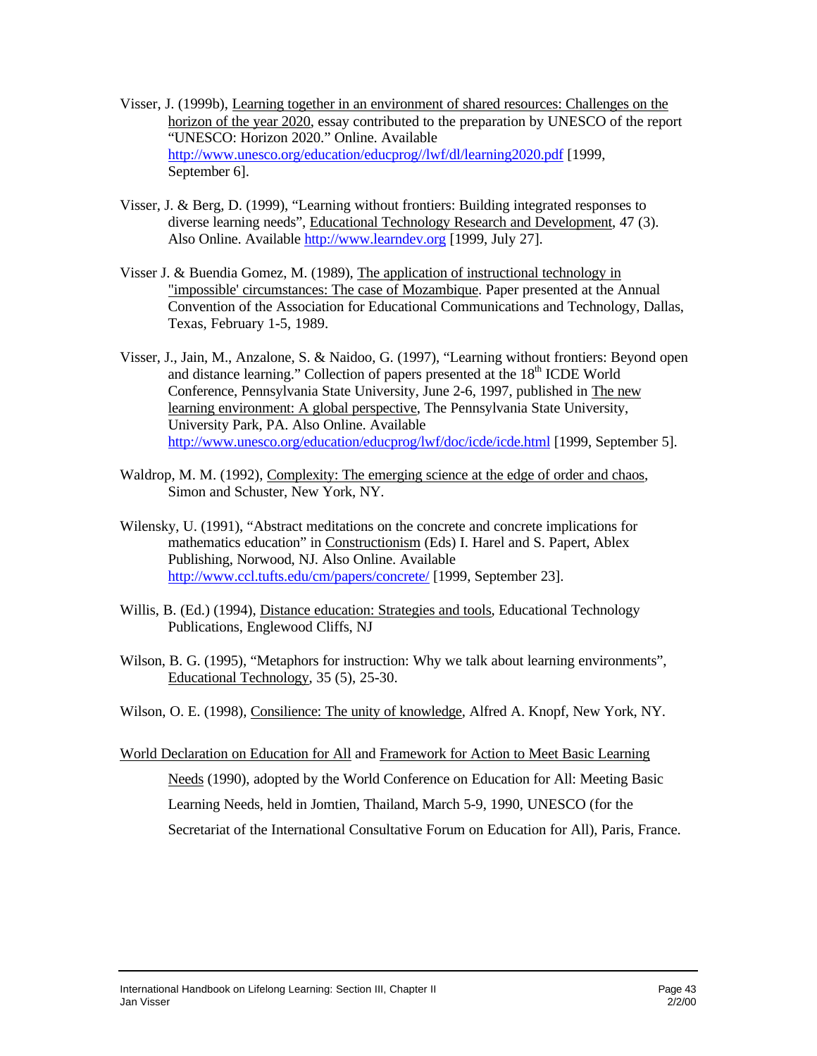Visser, J. (1999b), Learning together in an environment of shared resources: Challenges on the horizon of the year 2020, essay contributed to the preparation by UNESCO of the report "UNESCO: Horizon 2020." Online. Available http://www.unesco.org/education/educprog//lwf/dl/learning2020.pdf [1999, September 6].

Visser, J. & Berg, D. (1999), "Learning without frontiers: Building integrated responses to diverse learning needs", Educational Technology Research and Development, 47 (3). Also Online. Available http://www.learndev.org [1999, July 27].

Visser J. & Buendia Gomez, M. (1989), The application of instructional technology in "impossible' circumstances: The case of Mozambique. Paper presented at the Annual Convention of the Association for Educational Communications and Technology, Dallas, Texas, February 1-5, 1989.

Visser, J., Jain, M., Anzalone, S. & Naidoo, G. (1997), "Learning without frontiers: Beyond open and distance learning." Collection of papers presented at the 18th ICDE World Conference, Pennsylvania State University, June 2-6, 1997, published in The new learning environment: A global perspective, The Pennsylvania State University, University Park, PA. Also Online. Available http://www.unesco.org/education/educprog/lwf/doc/icde/icde.html [1999, September 5].

Waldrop, M. M. (1992), Complexity: The emerging science at the edge of order and chaos, Simon and Schuster, New York, NY.

Wilensky, U. (1991), "Abstract meditations on the concrete and concrete implications for mathematics education" in Constructionism (Eds) I. Harel and S. Papert, Ablex Publishing, Norwood, NJ. Also Online. Available http://www.ccl.tufts.edu/cm/papers/concrete/ [1999, September 23].

Willis, B. (Ed.) (1994), Distance education: Strategies and tools, Educational Technology Publications, Englewood Cliffs, NJ

Wilson, B. G. (1995), "Metaphors for instruction: Why we talk about learning environments", Educational Technology, 35 (5), 25-30.

Wilson, O. E. (1998), Consilience: The unity of knowledge, Alfred A. Knopf, New York, NY.

World Declaration on Education for All and Framework for Action to Meet Basic Learning Needs (1990), adopted by the World Conference on Education for All: Meeting Basic Learning Needs, held in Jomtien, Thailand, March 5-9, 1990, UNESCO (for the Secretariat of the International Consultative Forum on Education for All), Paris, France.